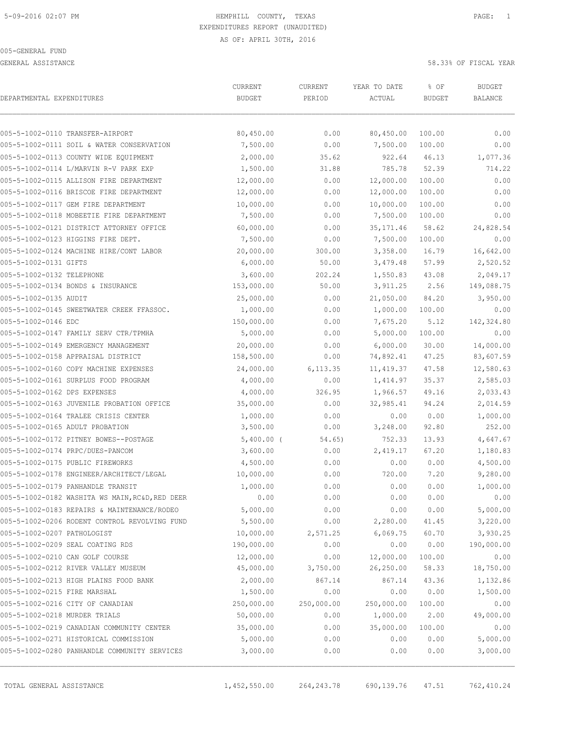5-09-2016 02:07 PM

HEMPHILL COUNTY, TEXAS
EXPENDITURES REPORT (UNAUDITED)
AS OF: APRIL 30TH, 2016

005-GENERAL FUND

GENERAL ASSISTANCE

58.33% OF FISCAL YEAR

| DEPARTMENTAL EXPENDITURES | CURRENT BUDGET | CURRENT PERIOD | YEAR TO DATE ACTUAL | % OF BUDGET | BUDGET BALANCE |
|---|---|---|---|---|---|
| 005-5-1002-0110 TRANSFER-AIRPORT | 80,450.00 | 0.00 | 80,450.00 | 100.00 | 0.00 |
| 005-5-1002-0111 SOIL & WATER CONSERVATION | 7,500.00 | 0.00 | 7,500.00 | 100.00 | 0.00 |
| 005-5-1002-0113 COUNTY WIDE EQUIPMENT | 2,000.00 | 35.62 | 922.64 | 46.13 | 1,077.36 |
| 005-5-1002-0114 L/MARVIN R-V PARK EXP | 1,500.00 | 31.88 | 785.78 | 52.39 | 714.22 |
| 005-5-1002-0115 ALLISON FIRE DEPARTMENT | 12,000.00 | 0.00 | 12,000.00 | 100.00 | 0.00 |
| 005-5-1002-0116 BRISCOE FIRE DEPARTMENT | 12,000.00 | 0.00 | 12,000.00 | 100.00 | 0.00 |
| 005-5-1002-0117 GEM FIRE DEPARTMENT | 10,000.00 | 0.00 | 10,000.00 | 100.00 | 0.00 |
| 005-5-1002-0118 MOBEETIE FIRE DEPARTMENT | 7,500.00 | 0.00 | 7,500.00 | 100.00 | 0.00 |
| 005-5-1002-0121 DISTRICT ATTORNEY OFFICE | 60,000.00 | 0.00 | 35,171.46 | 58.62 | 24,828.54 |
| 005-5-1002-0123 HIGGINS FIRE DEPT. | 7,500.00 | 0.00 | 7,500.00 | 100.00 | 0.00 |
| 005-5-1002-0124 MACHINE HIRE/CONT LABOR | 20,000.00 | 300.00 | 3,358.00 | 16.79 | 16,642.00 |
| 005-5-1002-0131 GIFTS | 6,000.00 | 50.00 | 3,479.48 | 57.99 | 2,520.52 |
| 005-5-1002-0132 TELEPHONE | 3,600.00 | 202.24 | 1,550.83 | 43.08 | 2,049.17 |
| 005-5-1002-0134 BONDS & INSURANCE | 153,000.00 | 50.00 | 3,911.25 | 2.56 | 149,088.75 |
| 005-5-1002-0135 AUDIT | 25,000.00 | 0.00 | 21,050.00 | 84.20 | 3,950.00 |
| 005-5-1002-0145 SWEETWATER CREEK FFASSOC. | 1,000.00 | 0.00 | 1,000.00 | 100.00 | 0.00 |
| 005-5-1002-0146 EDC | 150,000.00 | 0.00 | 7,675.20 | 5.12 | 142,324.80 |
| 005-5-1002-0147 FAMILY SERV CTR/TPMHA | 5,000.00 | 0.00 | 5,000.00 | 100.00 | 0.00 |
| 005-5-1002-0149 EMERGENCY MANAGEMENT | 20,000.00 | 0.00 | 6,000.00 | 30.00 | 14,000.00 |
| 005-5-1002-0158 APPRAISAL DISTRICT | 158,500.00 | 0.00 | 74,892.41 | 47.25 | 83,607.59 |
| 005-5-1002-0160 COPY MACHINE EXPENSES | 24,000.00 | 6,113.35 | 11,419.37 | 47.58 | 12,580.63 |
| 005-5-1002-0161 SURPLUS FOOD PROGRAM | 4,000.00 | 0.00 | 1,414.97 | 35.37 | 2,585.03 |
| 005-5-1002-0162 DPS EXPENSES | 4,000.00 | 326.95 | 1,966.57 | 49.16 | 2,033.43 |
| 005-5-1002-0163 JUVENILE PROBATION OFFICE | 35,000.00 | 0.00 | 32,985.41 | 94.24 | 2,014.59 |
| 005-5-1002-0164 TRALEE CRISIS CENTER | 1,000.00 | 0.00 | 0.00 | 0.00 | 1,000.00 |
| 005-5-1002-0165 ADULT PROBATION | 3,500.00 | 0.00 | 3,248.00 | 92.80 | 252.00 |
| 005-5-1002-0172 PITNEY BOWES--POSTAGE | 5,400.00 | ( 54.65) | 752.33 | 13.93 | 4,647.67 |
| 005-5-1002-0174 PRPC/DUES-PANCOM | 3,600.00 | 0.00 | 2,419.17 | 67.20 | 1,180.83 |
| 005-5-1002-0175 PUBLIC FIREWORKS | 4,500.00 | 0.00 | 0.00 | 0.00 | 4,500.00 |
| 005-5-1002-0178 ENGINEER/ARCHITECT/LEGAL | 10,000.00 | 0.00 | 720.00 | 7.20 | 9,280.00 |
| 005-5-1002-0179 PANHANDLE TRANSIT | 1,000.00 | 0.00 | 0.00 | 0.00 | 1,000.00 |
| 005-5-1002-0182 WASHITA WS MAIN,RC&D,RED DEER | 0.00 | 0.00 | 0.00 | 0.00 | 0.00 |
| 005-5-1002-0183 REPAIRS & MAINTENANCE/RODEO | 5,000.00 | 0.00 | 0.00 | 0.00 | 5,000.00 |
| 005-5-1002-0206 RODENT CONTROL REVOLVING FUND | 5,500.00 | 0.00 | 2,280.00 | 41.45 | 3,220.00 |
| 005-5-1002-0207 PATHOLOGIST | 10,000.00 | 2,571.25 | 6,069.75 | 60.70 | 3,930.25 |
| 005-5-1002-0209 SEAL COATING RDS | 190,000.00 | 0.00 | 0.00 | 0.00 | 190,000.00 |
| 005-5-1002-0210 CAN GOLF COURSE | 12,000.00 | 0.00 | 12,000.00 | 100.00 | 0.00 |
| 005-5-1002-0212 RIVER VALLEY MUSEUM | 45,000.00 | 3,750.00 | 26,250.00 | 58.33 | 18,750.00 |
| 005-5-1002-0213 HIGH PLAINS FOOD BANK | 2,000.00 | 867.14 | 867.14 | 43.36 | 1,132.86 |
| 005-5-1002-0215 FIRE MARSHAL | 1,500.00 | 0.00 | 0.00 | 0.00 | 1,500.00 |
| 005-5-1002-0216 CITY OF CANADIAN | 250,000.00 | 250,000.00 | 250,000.00 | 100.00 | 0.00 |
| 005-5-1002-0218 MURDER TRIALS | 50,000.00 | 0.00 | 1,000.00 | 2.00 | 49,000.00 |
| 005-5-1002-0219 CANADIAN COMMUNITY CENTER | 35,000.00 | 0.00 | 35,000.00 | 100.00 | 0.00 |
| 005-5-1002-0271 HISTORICAL COMMISSION | 5,000.00 | 0.00 | 0.00 | 0.00 | 5,000.00 |
| 005-5-1002-0280 PANHANDLE COMMUNITY SERVICES | 3,000.00 | 0.00 | 0.00 | 0.00 | 3,000.00 |
| TOTAL GENERAL ASSISTANCE | 1,452,550.00 | 264,243.78 | 690,139.76 | 47.51 | 762,410.24 |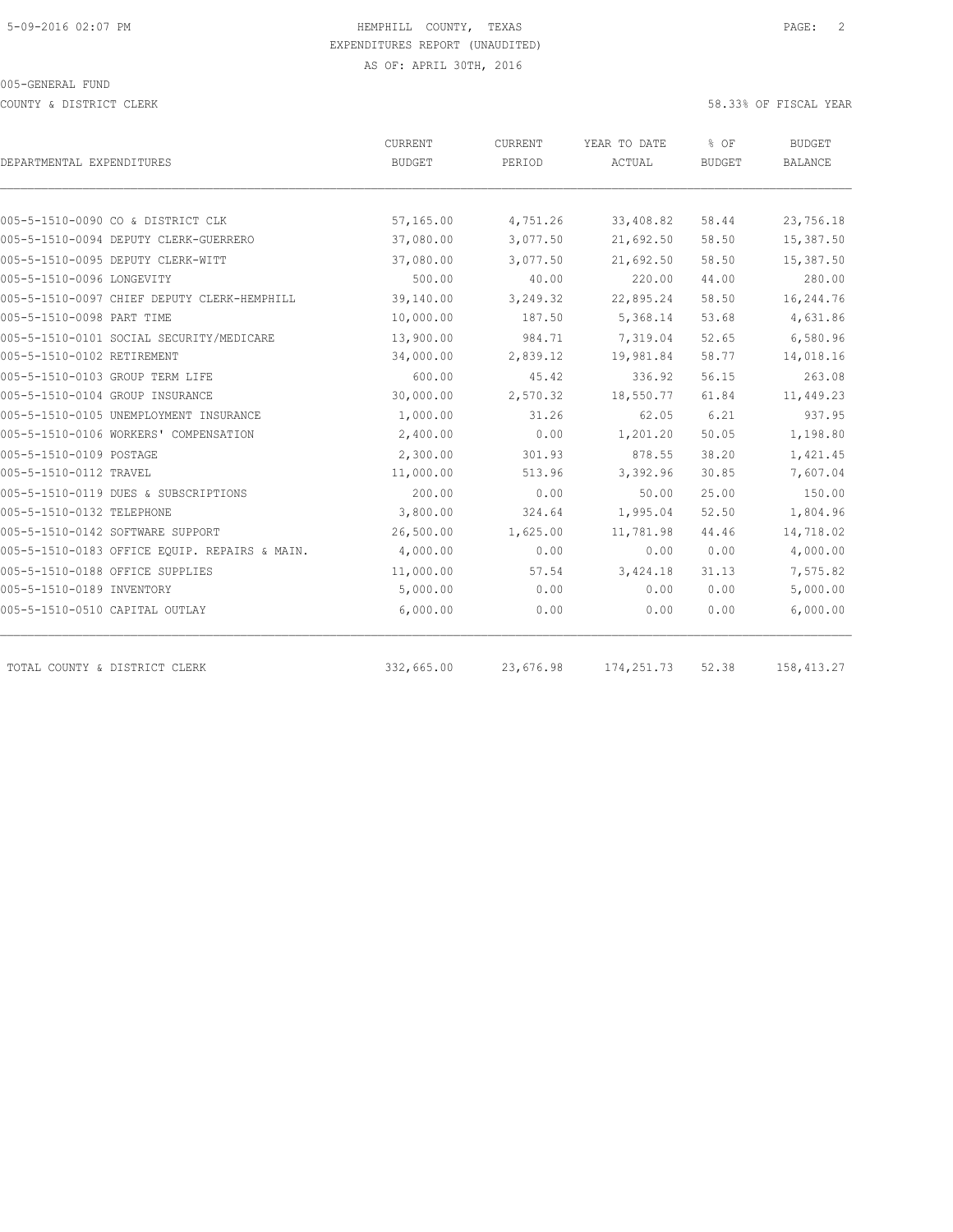HEMPHILL COUNTY, TEXAS
EXPENDITURES REPORT (UNAUDITED)
AS OF: APRIL 30TH, 2016

005-GENERAL FUND

COUNTY & DISTRICT CLERK

58.33% OF FISCAL YEAR

| DEPARTMENTAL EXPENDITURES | CURRENT BUDGET | CURRENT PERIOD | YEAR TO DATE ACTUAL | % OF BUDGET | BUDGET BALANCE |
|---|---|---|---|---|---|
| 005-5-1510-0090 CO & DISTRICT CLK | 57,165.00 | 4,751.26 | 33,408.82 | 58.44 | 23,756.18 |
| 005-5-1510-0094 DEPUTY CLERK-GUERRERO | 37,080.00 | 3,077.50 | 21,692.50 | 58.50 | 15,387.50 |
| 005-5-1510-0095 DEPUTY CLERK-WITT | 37,080.00 | 3,077.50 | 21,692.50 | 58.50 | 15,387.50 |
| 005-5-1510-0096 LONGEVITY | 500.00 | 40.00 | 220.00 | 44.00 | 280.00 |
| 005-5-1510-0097 CHIEF DEPUTY CLERK-HEMPHILL | 39,140.00 | 3,249.32 | 22,895.24 | 58.50 | 16,244.76 |
| 005-5-1510-0098 PART TIME | 10,000.00 | 187.50 | 5,368.14 | 53.68 | 4,631.86 |
| 005-5-1510-0101 SOCIAL SECURITY/MEDICARE | 13,900.00 | 984.71 | 7,319.04 | 52.65 | 6,580.96 |
| 005-5-1510-0102 RETIREMENT | 34,000.00 | 2,839.12 | 19,981.84 | 58.77 | 14,018.16 |
| 005-5-1510-0103 GROUP TERM LIFE | 600.00 | 45.42 | 336.92 | 56.15 | 263.08 |
| 005-5-1510-0104 GROUP INSURANCE | 30,000.00 | 2,570.32 | 18,550.77 | 61.84 | 11,449.23 |
| 005-5-1510-0105 UNEMPLOYMENT INSURANCE | 1,000.00 | 31.26 | 62.05 | 6.21 | 937.95 |
| 005-5-1510-0106 WORKERS' COMPENSATION | 2,400.00 | 0.00 | 1,201.20 | 50.05 | 1,198.80 |
| 005-5-1510-0109 POSTAGE | 2,300.00 | 301.93 | 878.55 | 38.20 | 1,421.45 |
| 005-5-1510-0112 TRAVEL | 11,000.00 | 513.96 | 3,392.96 | 30.85 | 7,607.04 |
| 005-5-1510-0119 DUES & SUBSCRIPTIONS | 200.00 | 0.00 | 50.00 | 25.00 | 150.00 |
| 005-5-1510-0132 TELEPHONE | 3,800.00 | 324.64 | 1,995.04 | 52.50 | 1,804.96 |
| 005-5-1510-0142 SOFTWARE SUPPORT | 26,500.00 | 1,625.00 | 11,781.98 | 44.46 | 14,718.02 |
| 005-5-1510-0183 OFFICE EQUIP. REPAIRS & MAIN. | 4,000.00 | 0.00 | 0.00 | 0.00 | 4,000.00 |
| 005-5-1510-0188 OFFICE SUPPLIES | 11,000.00 | 57.54 | 3,424.18 | 31.13 | 7,575.82 |
| 005-5-1510-0189 INVENTORY | 5,000.00 | 0.00 | 0.00 | 0.00 | 5,000.00 |
| 005-5-1510-0510 CAPITAL OUTLAY | 6,000.00 | 0.00 | 0.00 | 0.00 | 6,000.00 |
| TOTAL COUNTY & DISTRICT CLERK | 332,665.00 | 23,676.98 | 174,251.73 | 52.38 | 158,413.27 |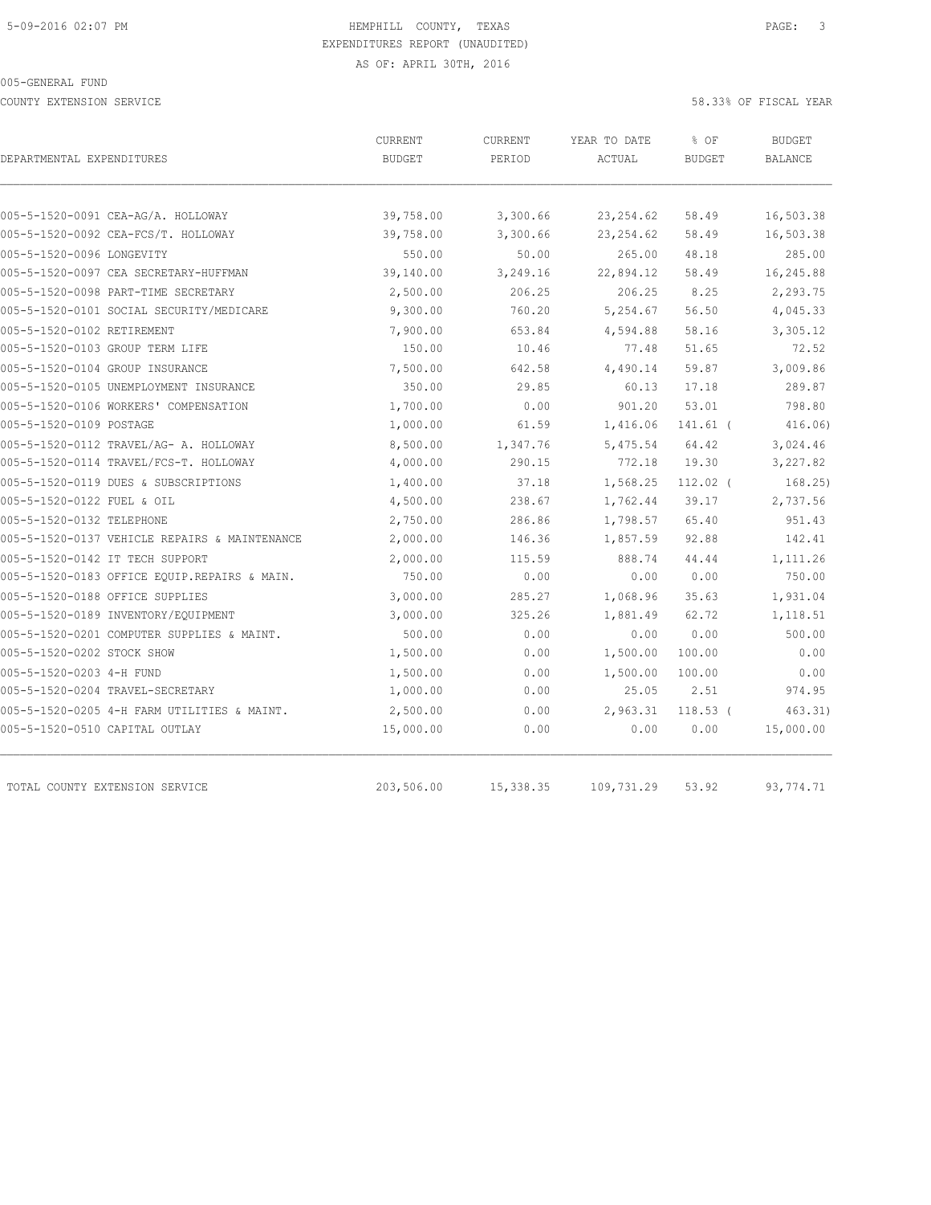HEMPHILL COUNTY, TEXAS
EXPENDITURES REPORT (UNAUDITED)
AS OF: APRIL 30TH, 2016

005-GENERAL FUND

COUNTY EXTENSION SERVICE

58.33% OF FISCAL YEAR

| DEPARTMENTAL EXPENDITURES | CURRENT BUDGET | CURRENT PERIOD | YEAR TO DATE ACTUAL | % OF BUDGET | BUDGET BALANCE |
|---|---|---|---|---|---|
| 005-5-1520-0091 CEA-AG/A. HOLLOWAY | 39,758.00 | 3,300.66 | 23,254.62 | 58.49 | 16,503.38 |
| 005-5-1520-0092 CEA-FCS/T. HOLLOWAY | 39,758.00 | 3,300.66 | 23,254.62 | 58.49 | 16,503.38 |
| 005-5-1520-0096 LONGEVITY | 550.00 | 50.00 | 265.00 | 48.18 | 285.00 |
| 005-5-1520-0097 CEA SECRETARY-HUFFMAN | 39,140.00 | 3,249.16 | 22,894.12 | 58.49 | 16,245.88 |
| 005-5-1520-0098 PART-TIME SECRETARY | 2,500.00 | 206.25 | 206.25 | 8.25 | 2,293.75 |
| 005-5-1520-0101 SOCIAL SECURITY/MEDICARE | 9,300.00 | 760.20 | 5,254.67 | 56.50 | 4,045.33 |
| 005-5-1520-0102 RETIREMENT | 7,900.00 | 653.84 | 4,594.88 | 58.16 | 3,305.12 |
| 005-5-1520-0103 GROUP TERM LIFE | 150.00 | 10.46 | 77.48 | 51.65 | 72.52 |
| 005-5-1520-0104 GROUP INSURANCE | 7,500.00 | 642.58 | 4,490.14 | 59.87 | 3,009.86 |
| 005-5-1520-0105 UNEMPLOYMENT INSURANCE | 350.00 | 29.85 | 60.13 | 17.18 | 289.87 |
| 005-5-1520-0106 WORKERS' COMPENSATION | 1,700.00 | 0.00 | 901.20 | 53.01 | 798.80 |
| 005-5-1520-0109 POSTAGE | 1,000.00 | 61.59 | 1,416.06 | 141.61 ( | 416.06) |
| 005-5-1520-0112 TRAVEL/AG- A. HOLLOWAY | 8,500.00 | 1,347.76 | 5,475.54 | 64.42 | 3,024.46 |
| 005-5-1520-0114 TRAVEL/FCS-T. HOLLOWAY | 4,000.00 | 290.15 | 772.18 | 19.30 | 3,227.82 |
| 005-5-1520-0119 DUES & SUBSCRIPTIONS | 1,400.00 | 37.18 | 1,568.25 | 112.02 ( | 168.25) |
| 005-5-1520-0122 FUEL & OIL | 4,500.00 | 238.67 | 1,762.44 | 39.17 | 2,737.56 |
| 005-5-1520-0132 TELEPHONE | 2,750.00 | 286.86 | 1,798.57 | 65.40 | 951.43 |
| 005-5-1520-0137 VEHICLE REPAIRS & MAINTENANCE | 2,000.00 | 146.36 | 1,857.59 | 92.88 | 142.41 |
| 005-5-1520-0142 IT TECH SUPPORT | 2,000.00 | 115.59 | 888.74 | 44.44 | 1,111.26 |
| 005-5-1520-0183 OFFICE EQUIP.REPAIRS & MAIN. | 750.00 | 0.00 | 0.00 | 0.00 | 750.00 |
| 005-5-1520-0188 OFFICE SUPPLIES | 3,000.00 | 285.27 | 1,068.96 | 35.63 | 1,931.04 |
| 005-5-1520-0189 INVENTORY/EQUIPMENT | 3,000.00 | 325.26 | 1,881.49 | 62.72 | 1,118.51 |
| 005-5-1520-0201 COMPUTER SUPPLIES & MAINT. | 500.00 | 0.00 | 0.00 | 0.00 | 500.00 |
| 005-5-1520-0202 STOCK SHOW | 1,500.00 | 0.00 | 1,500.00 | 100.00 | 0.00 |
| 005-5-1520-0203 4-H FUND | 1,500.00 | 0.00 | 1,500.00 | 100.00 | 0.00 |
| 005-5-1520-0204 TRAVEL-SECRETARY | 1,000.00 | 0.00 | 25.05 | 2.51 | 974.95 |
| 005-5-1520-0205 4-H FARM UTILITIES & MAINT. | 2,500.00 | 0.00 | 2,963.31 | 118.53 ( | 463.31) |
| 005-5-1520-0510 CAPITAL OUTLAY | 15,000.00 | 0.00 | 0.00 | 0.00 | 15,000.00 |
| TOTAL COUNTY EXTENSION SERVICE | 203,506.00 | 15,338.35 | 109,731.29 | 53.92 | 93,774.71 |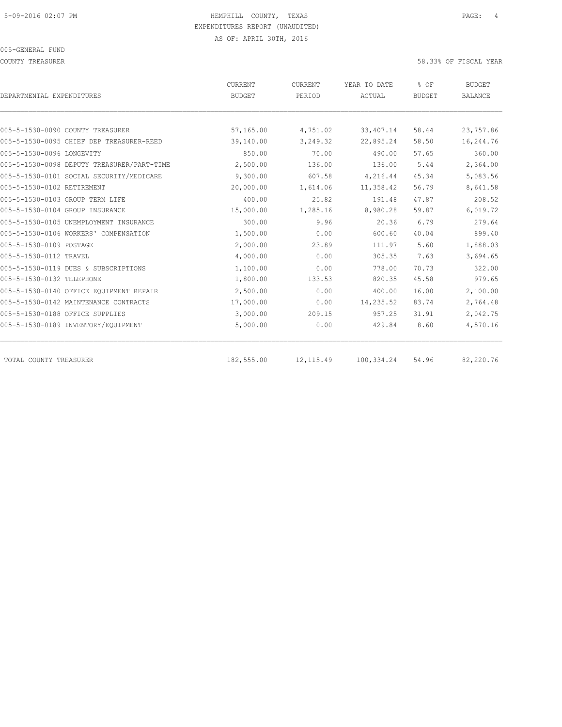5-09-2016 02:07 PM

HEMPHILL COUNTY, TEXAS
EXPENDITURES REPORT (UNAUDITED)
AS OF: APRIL 30TH, 2016

005-GENERAL FUND

COUNTY TREASURER

58.33% OF FISCAL YEAR

| DEPARTMENTAL EXPENDITURES | CURRENT BUDGET | CURRENT PERIOD | YEAR TO DATE ACTUAL | % OF BUDGET | BUDGET BALANCE |
|---|---|---|---|---|---|
| 005-5-1530-0090 COUNTY TREASURER | 57,165.00 | 4,751.02 | 33,407.14 | 58.44 | 23,757.86 |
| 005-5-1530-0095 CHIEF DEP TREASURER-REED | 39,140.00 | 3,249.32 | 22,895.24 | 58.50 | 16,244.76 |
| 005-5-1530-0096 LONGEVITY | 850.00 | 70.00 | 490.00 | 57.65 | 360.00 |
| 005-5-1530-0098 DEPUTY TREASURER/PART-TIME | 2,500.00 | 136.00 | 136.00 | 5.44 | 2,364.00 |
| 005-5-1530-0101 SOCIAL SECURITY/MEDICARE | 9,300.00 | 607.58 | 4,216.44 | 45.34 | 5,083.56 |
| 005-5-1530-0102 RETIREMENT | 20,000.00 | 1,614.06 | 11,358.42 | 56.79 | 8,641.58 |
| 005-5-1530-0103 GROUP TERM LIFE | 400.00 | 25.82 | 191.48 | 47.87 | 208.52 |
| 005-5-1530-0104 GROUP INSURANCE | 15,000.00 | 1,285.16 | 8,980.28 | 59.87 | 6,019.72 |
| 005-5-1530-0105 UNEMPLOYMENT INSURANCE | 300.00 | 9.96 | 20.36 | 6.79 | 279.64 |
| 005-5-1530-0106 WORKERS' COMPENSATION | 1,500.00 | 0.00 | 600.60 | 40.04 | 899.40 |
| 005-5-1530-0109 POSTAGE | 2,000.00 | 23.89 | 111.97 | 5.60 | 1,888.03 |
| 005-5-1530-0112 TRAVEL | 4,000.00 | 0.00 | 305.35 | 7.63 | 3,694.65 |
| 005-5-1530-0119 DUES & SUBSCRIPTIONS | 1,100.00 | 0.00 | 778.00 | 70.73 | 322.00 |
| 005-5-1530-0132 TELEPHONE | 1,800.00 | 133.53 | 820.35 | 45.58 | 979.65 |
| 005-5-1530-0140 OFFICE EQUIPMENT REPAIR | 2,500.00 | 0.00 | 400.00 | 16.00 | 2,100.00 |
| 005-5-1530-0142 MAINTENANCE CONTRACTS | 17,000.00 | 0.00 | 14,235.52 | 83.74 | 2,764.48 |
| 005-5-1530-0188 OFFICE SUPPLIES | 3,000.00 | 209.15 | 957.25 | 31.91 | 2,042.75 |
| 005-5-1530-0189 INVENTORY/EQUIPMENT | 5,000.00 | 0.00 | 429.84 | 8.60 | 4,570.16 |
| TOTAL COUNTY TREASURER | 182,555.00 | 12,115.49 | 100,334.24 | 54.96 | 82,220.76 |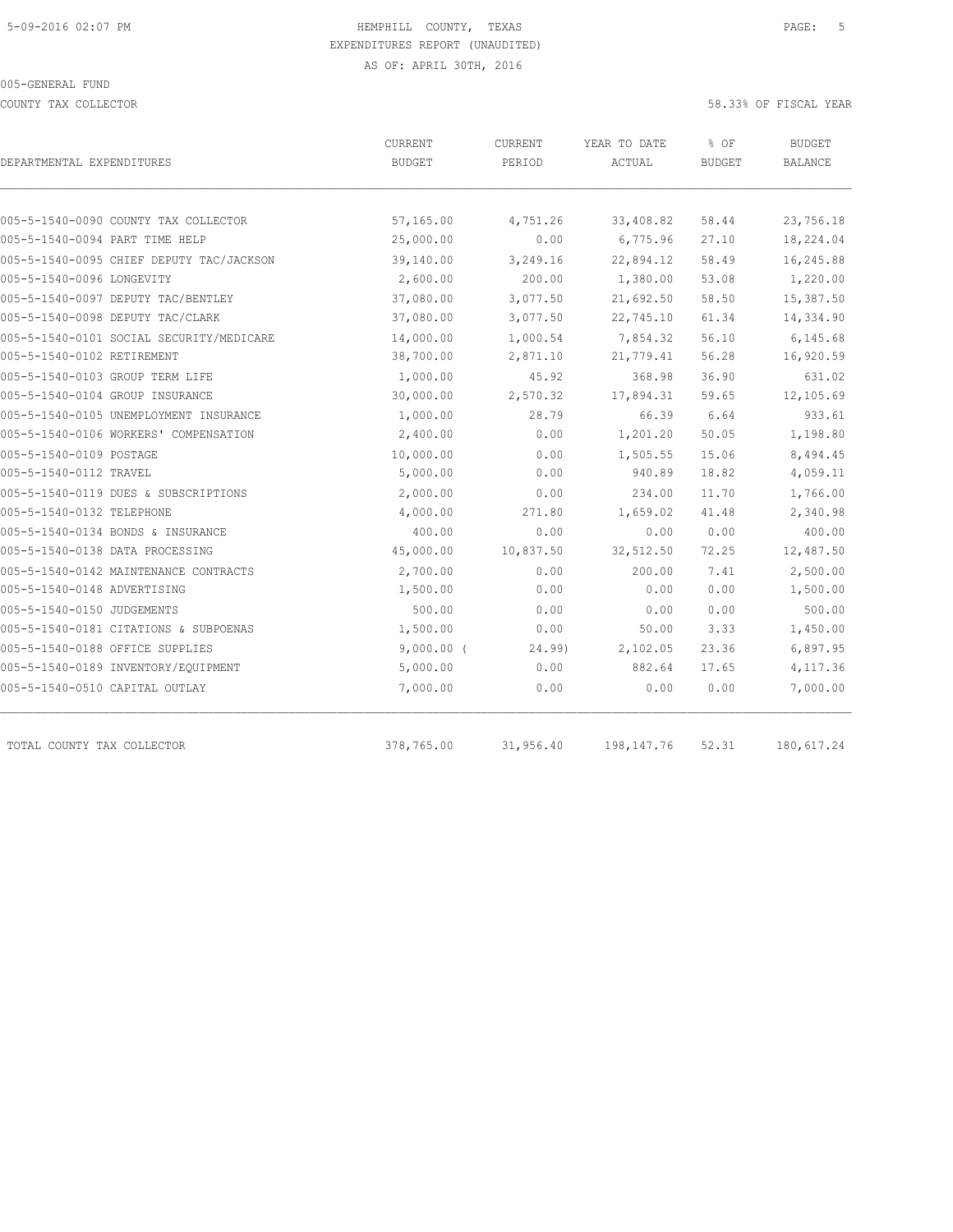HEMPHILL COUNTY, TEXAS
EXPENDITURES REPORT (UNAUDITED)
AS OF: APRIL 30TH, 2016

005-GENERAL FUND

COUNTY TAX COLLECTOR

58.33% OF FISCAL YEAR

| DEPARTMENTAL EXPENDITURES | CURRENT BUDGET | CURRENT PERIOD | YEAR TO DATE ACTUAL | % OF BUDGET | BUDGET BALANCE |
|---|---|---|---|---|---|
| 005-5-1540-0090 COUNTY TAX COLLECTOR | 57,165.00 | 4,751.26 | 33,408.82 | 58.44 | 23,756.18 |
| 005-5-1540-0094 PART TIME HELP | 25,000.00 | 0.00 | 6,775.96 | 27.10 | 18,224.04 |
| 005-5-1540-0095 CHIEF DEPUTY TAC/JACKSON | 39,140.00 | 3,249.16 | 22,894.12 | 58.49 | 16,245.88 |
| 005-5-1540-0096 LONGEVITY | 2,600.00 | 200.00 | 1,380.00 | 53.08 | 1,220.00 |
| 005-5-1540-0097 DEPUTY TAC/BENTLEY | 37,080.00 | 3,077.50 | 21,692.50 | 58.50 | 15,387.50 |
| 005-5-1540-0098 DEPUTY TAC/CLARK | 37,080.00 | 3,077.50 | 22,745.10 | 61.34 | 14,334.90 |
| 005-5-1540-0101 SOCIAL SECURITY/MEDICARE | 14,000.00 | 1,000.54 | 7,854.32 | 56.10 | 6,145.68 |
| 005-5-1540-0102 RETIREMENT | 38,700.00 | 2,871.10 | 21,779.41 | 56.28 | 16,920.59 |
| 005-5-1540-0103 GROUP TERM LIFE | 1,000.00 | 45.92 | 368.98 | 36.90 | 631.02 |
| 005-5-1540-0104 GROUP INSURANCE | 30,000.00 | 2,570.32 | 17,894.31 | 59.65 | 12,105.69 |
| 005-5-1540-0105 UNEMPLOYMENT INSURANCE | 1,000.00 | 28.79 | 66.39 | 6.64 | 933.61 |
| 005-5-1540-0106 WORKERS' COMPENSATION | 2,400.00 | 0.00 | 1,201.20 | 50.05 | 1,198.80 |
| 005-5-1540-0109 POSTAGE | 10,000.00 | 0.00 | 1,505.55 | 15.06 | 8,494.45 |
| 005-5-1540-0112 TRAVEL | 5,000.00 | 0.00 | 940.89 | 18.82 | 4,059.11 |
| 005-5-1540-0119 DUES & SUBSCRIPTIONS | 2,000.00 | 0.00 | 234.00 | 11.70 | 1,766.00 |
| 005-5-1540-0132 TELEPHONE | 4,000.00 | 271.80 | 1,659.02 | 41.48 | 2,340.98 |
| 005-5-1540-0134 BONDS & INSURANCE | 400.00 | 0.00 | 0.00 | 0.00 | 400.00 |
| 005-5-1540-0138 DATA PROCESSING | 45,000.00 | 10,837.50 | 32,512.50 | 72.25 | 12,487.50 |
| 005-5-1540-0142 MAINTENANCE CONTRACTS | 2,700.00 | 0.00 | 200.00 | 7.41 | 2,500.00 |
| 005-5-1540-0148 ADVERTISING | 1,500.00 | 0.00 | 0.00 | 0.00 | 1,500.00 |
| 005-5-1540-0150 JUDGEMENTS | 500.00 | 0.00 | 0.00 | 0.00 | 500.00 |
| 005-5-1540-0181 CITATIONS & SUBPOENAS | 1,500.00 | 0.00 | 50.00 | 3.33 | 1,450.00 |
| 005-5-1540-0188 OFFICE SUPPLIES | 9,000.00 | ( 24.99) | 2,102.05 | 23.36 | 6,897.95 |
| 005-5-1540-0189 INVENTORY/EQUIPMENT | 5,000.00 | 0.00 | 882.64 | 17.65 | 4,117.36 |
| 005-5-1540-0510 CAPITAL OUTLAY | 7,000.00 | 0.00 | 0.00 | 0.00 | 7,000.00 |
| TOTAL COUNTY TAX COLLECTOR | 378,765.00 | 31,956.40 | 198,147.76 | 52.31 | 180,617.24 |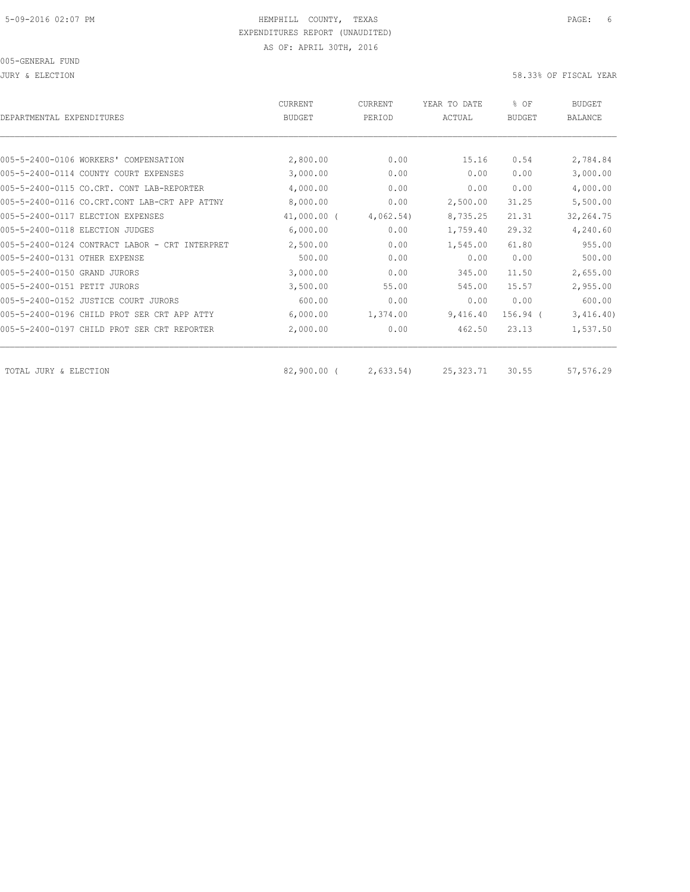HEMPHILL COUNTY, TEXAS

EXPENDITURES REPORT (UNAUDITED)

AS OF: APRIL 30TH, 2016

005-GENERAL FUND

JURY & ELECTION

58.33% OF FISCAL YEAR

| DEPARTMENTAL EXPENDITURES | CURRENT BUDGET | CURRENT PERIOD | YEAR TO DATE ACTUAL | % OF BUDGET | BUDGET BALANCE |
|---|---|---|---|---|---|
| 005-5-2400-0106 WORKERS' COMPENSATION | 2,800.00 | 0.00 | 15.16 | 0.54 | 2,784.84 |
| 005-5-2400-0114 COUNTY COURT EXPENSES | 3,000.00 | 0.00 | 0.00 | 0.00 | 3,000.00 |
| 005-5-2400-0115 CO.CRT. CONT LAB-REPORTER | 4,000.00 | 0.00 | 0.00 | 0.00 | 4,000.00 |
| 005-5-2400-0116 CO.CRT.CONT LAB-CRT APP ATTNY | 8,000.00 | 0.00 | 2,500.00 | 31.25 | 5,500.00 |
| 005-5-2400-0117 ELECTION EXPENSES | 41,000.00 | ( 4,062.54) | 8,735.25 | 21.31 | 32,264.75 |
| 005-5-2400-0118 ELECTION JUDGES | 6,000.00 | 0.00 | 1,759.40 | 29.32 | 4,240.60 |
| 005-5-2400-0124 CONTRACT LABOR - CRT INTERPRET | 2,500.00 | 0.00 | 1,545.00 | 61.80 | 955.00 |
| 005-5-2400-0131 OTHER EXPENSE | 500.00 | 0.00 | 0.00 | 0.00 | 500.00 |
| 005-5-2400-0150 GRAND JURORS | 3,000.00 | 0.00 | 345.00 | 11.50 | 2,655.00 |
| 005-5-2400-0151 PETIT JURORS | 3,500.00 | 55.00 | 545.00 | 15.57 | 2,955.00 |
| 005-5-2400-0152 JUSTICE COURT JURORS | 600.00 | 0.00 | 0.00 | 0.00 | 600.00 |
| 005-5-2400-0196 CHILD PROT SER CRT APP ATTY | 6,000.00 | 1,374.00 | 9,416.40 | 156.94 | ( 3,416.40) |
| 005-5-2400-0197 CHILD PROT SER CRT REPORTER | 2,000.00 | 0.00 | 462.50 | 23.13 | 1,537.50 |
| TOTAL JURY & ELECTION | 82,900.00 | ( 2,633.54) | 25,323.71 | 30.55 | 57,576.29 |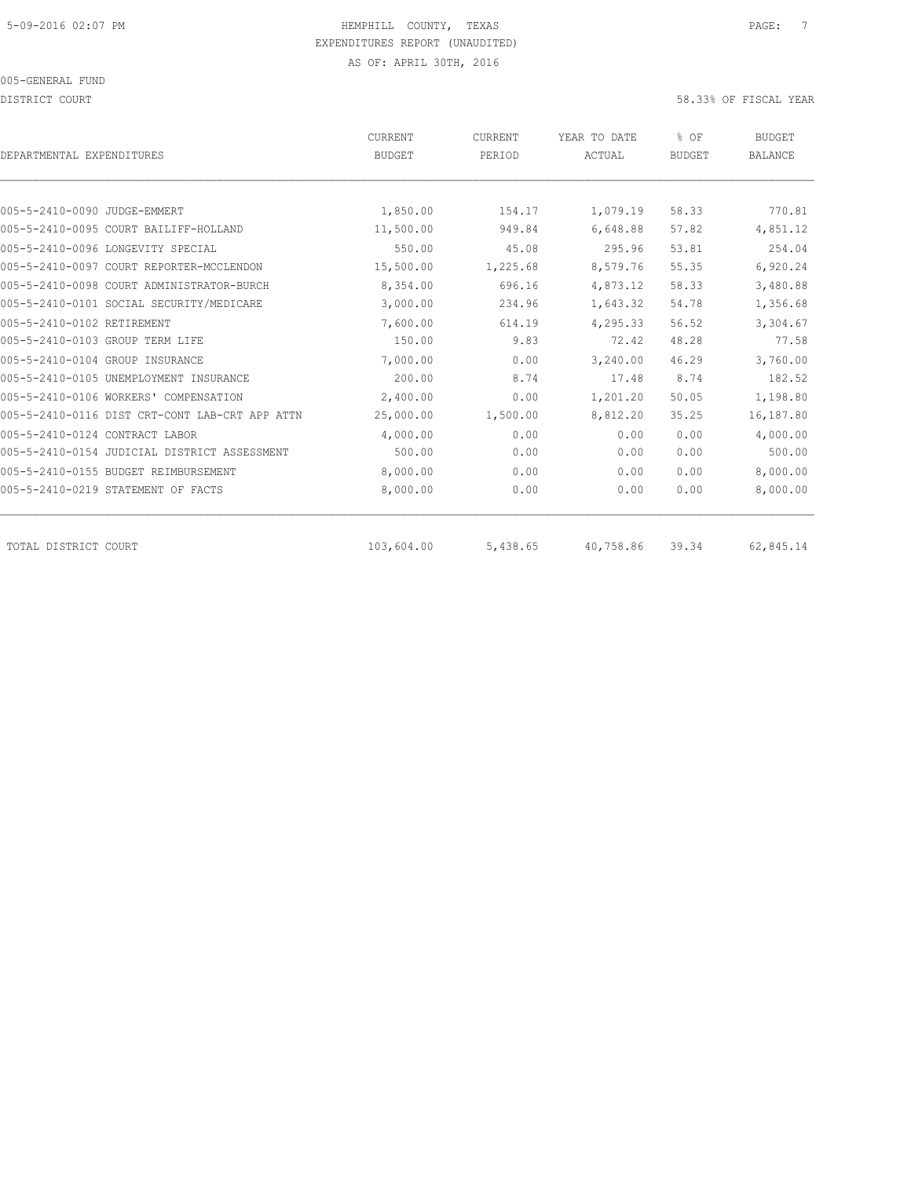HEMPHILL COUNTY, TEXAS
EXPENDITURES REPORT (UNAUDITED)
AS OF: APRIL 30TH, 2016

005-GENERAL FUND

DISTRICT COURT

58.33% OF FISCAL YEAR

| DEPARTMENTAL EXPENDITURES | CURRENT BUDGET | CURRENT PERIOD | YEAR TO DATE ACTUAL | % OF BUDGET | BUDGET BALANCE |
|---|---|---|---|---|---|
| 005-5-2410-0090 JUDGE-EMMERT | 1,850.00 | 154.17 | 1,079.19 | 58.33 | 770.81 |
| 005-5-2410-0095 COURT BAILIFF-HOLLAND | 11,500.00 | 949.84 | 6,648.88 | 57.82 | 4,851.12 |
| 005-5-2410-0096 LONGEVITY SPECIAL | 550.00 | 45.08 | 295.96 | 53.81 | 254.04 |
| 005-5-2410-0097 COURT REPORTER-MCCLENDON | 15,500.00 | 1,225.68 | 8,579.76 | 55.35 | 6,920.24 |
| 005-5-2410-0098 COURT ADMINISTRATOR-BURCH | 8,354.00 | 696.16 | 4,873.12 | 58.33 | 3,480.88 |
| 005-5-2410-0101 SOCIAL SECURITY/MEDICARE | 3,000.00 | 234.96 | 1,643.32 | 54.78 | 1,356.68 |
| 005-5-2410-0102 RETIREMENT | 7,600.00 | 614.19 | 4,295.33 | 56.52 | 3,304.67 |
| 005-5-2410-0103 GROUP TERM LIFE | 150.00 | 9.83 | 72.42 | 48.28 | 77.58 |
| 005-5-2410-0104 GROUP INSURANCE | 7,000.00 | 0.00 | 3,240.00 | 46.29 | 3,760.00 |
| 005-5-2410-0105 UNEMPLOYMENT INSURANCE | 200.00 | 8.74 | 17.48 | 8.74 | 182.52 |
| 005-5-2410-0106 WORKERS' COMPENSATION | 2,400.00 | 0.00 | 1,201.20 | 50.05 | 1,198.80 |
| 005-5-2410-0116 DIST CRT-CONT LAB-CRT APP ATTN | 25,000.00 | 1,500.00 | 8,812.20 | 35.25 | 16,187.80 |
| 005-5-2410-0124 CONTRACT LABOR | 4,000.00 | 0.00 | 0.00 | 0.00 | 4,000.00 |
| 005-5-2410-0154 JUDICIAL DISTRICT ASSESSMENT | 500.00 | 0.00 | 0.00 | 0.00 | 500.00 |
| 005-5-2410-0155 BUDGET REIMBURSEMENT | 8,000.00 | 0.00 | 0.00 | 0.00 | 8,000.00 |
| 005-5-2410-0219 STATEMENT OF FACTS | 8,000.00 | 0.00 | 0.00 | 0.00 | 8,000.00 |
| TOTAL DISTRICT COURT | 103,604.00 | 5,438.65 | 40,758.86 | 39.34 | 62,845.14 |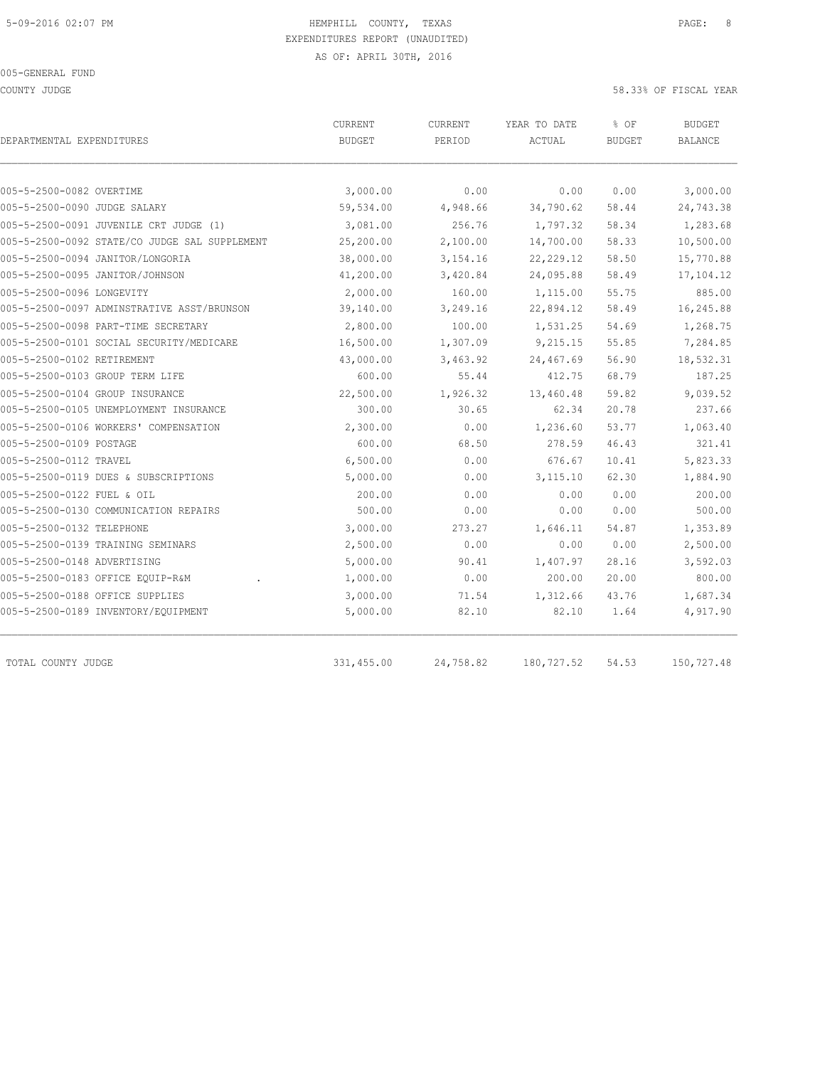HEMPHILL COUNTY, TEXAS
EXPENDITURES REPORT (UNAUDITED)
AS OF: APRIL 30TH, 2016

5-09-2016 02:07 PM

005-GENERAL FUND

COUNTY JUDGE

58.33% OF FISCAL YEAR

| DEPARTMENTAL EXPENDITURES | CURRENT BUDGET | CURRENT PERIOD | YEAR TO DATE ACTUAL | % OF BUDGET | BUDGET BALANCE |
|---|---|---|---|---|---|
| 005-5-2500-0082 OVERTIME | 3,000.00 | 0.00 | 0.00 | 0.00 | 3,000.00 |
| 005-5-2500-0090 JUDGE SALARY | 59,534.00 | 4,948.66 | 34,790.62 | 58.44 | 24,743.38 |
| 005-5-2500-0091 JUVENILE CRT JUDGE (1) | 3,081.00 | 256.76 | 1,797.32 | 58.34 | 1,283.68 |
| 005-5-2500-0092 STATE/CO JUDGE SAL SUPPLEMENT | 25,200.00 | 2,100.00 | 14,700.00 | 58.33 | 10,500.00 |
| 005-5-2500-0094 JANITOR/LONGORIA | 38,000.00 | 3,154.16 | 22,229.12 | 58.50 | 15,770.88 |
| 005-5-2500-0095 JANITOR/JOHNSON | 41,200.00 | 3,420.84 | 24,095.88 | 58.49 | 17,104.12 |
| 005-5-2500-0096 LONGEVITY | 2,000.00 | 160.00 | 1,115.00 | 55.75 | 885.00 |
| 005-5-2500-0097 ADMINSTRATIVE ASST/BRUNSON | 39,140.00 | 3,249.16 | 22,894.12 | 58.49 | 16,245.88 |
| 005-5-2500-0098 PART-TIME SECRETARY | 2,800.00 | 100.00 | 1,531.25 | 54.69 | 1,268.75 |
| 005-5-2500-0101 SOCIAL SECURITY/MEDICARE | 16,500.00 | 1,307.09 | 9,215.15 | 55.85 | 7,284.85 |
| 005-5-2500-0102 RETIREMENT | 43,000.00 | 3,463.92 | 24,467.69 | 56.90 | 18,532.31 |
| 005-5-2500-0103 GROUP TERM LIFE | 600.00 | 55.44 | 412.75 | 68.79 | 187.25 |
| 005-5-2500-0104 GROUP INSURANCE | 22,500.00 | 1,926.32 | 13,460.48 | 59.82 | 9,039.52 |
| 005-5-2500-0105 UNEMPLOYMENT INSURANCE | 300.00 | 30.65 | 62.34 | 20.78 | 237.66 |
| 005-5-2500-0106 WORKERS' COMPENSATION | 2,300.00 | 0.00 | 1,236.60 | 53.77 | 1,063.40 |
| 005-5-2500-0109 POSTAGE | 600.00 | 68.50 | 278.59 | 46.43 | 321.41 |
| 005-5-2500-0112 TRAVEL | 6,500.00 | 0.00 | 676.67 | 10.41 | 5,823.33 |
| 005-5-2500-0119 DUES & SUBSCRIPTIONS | 5,000.00 | 0.00 | 3,115.10 | 62.30 | 1,884.90 |
| 005-5-2500-0122 FUEL & OIL | 200.00 | 0.00 | 0.00 | 0.00 | 200.00 |
| 005-5-2500-0130 COMMUNICATION REPAIRS | 500.00 | 0.00 | 0.00 | 0.00 | 500.00 |
| 005-5-2500-0132 TELEPHONE | 3,000.00 | 273.27 | 1,646.11 | 54.87 | 1,353.89 |
| 005-5-2500-0139 TRAINING SEMINARS | 2,500.00 | 0.00 | 0.00 | 0.00 | 2,500.00 |
| 005-5-2500-0148 ADVERTISING | 5,000.00 | 90.41 | 1,407.97 | 28.16 | 3,592.03 |
| 005-5-2500-0183 OFFICE EQUIP-R&M . | 1,000.00 | 0.00 | 200.00 | 20.00 | 800.00 |
| 005-5-2500-0188 OFFICE SUPPLIES | 3,000.00 | 71.54 | 1,312.66 | 43.76 | 1,687.34 |
| 005-5-2500-0189 INVENTORY/EQUIPMENT | 5,000.00 | 82.10 | 82.10 | 1.64 | 4,917.90 |
| TOTAL COUNTY JUDGE | 331,455.00 | 24,758.82 | 180,727.52 | 54.53 | 150,727.48 |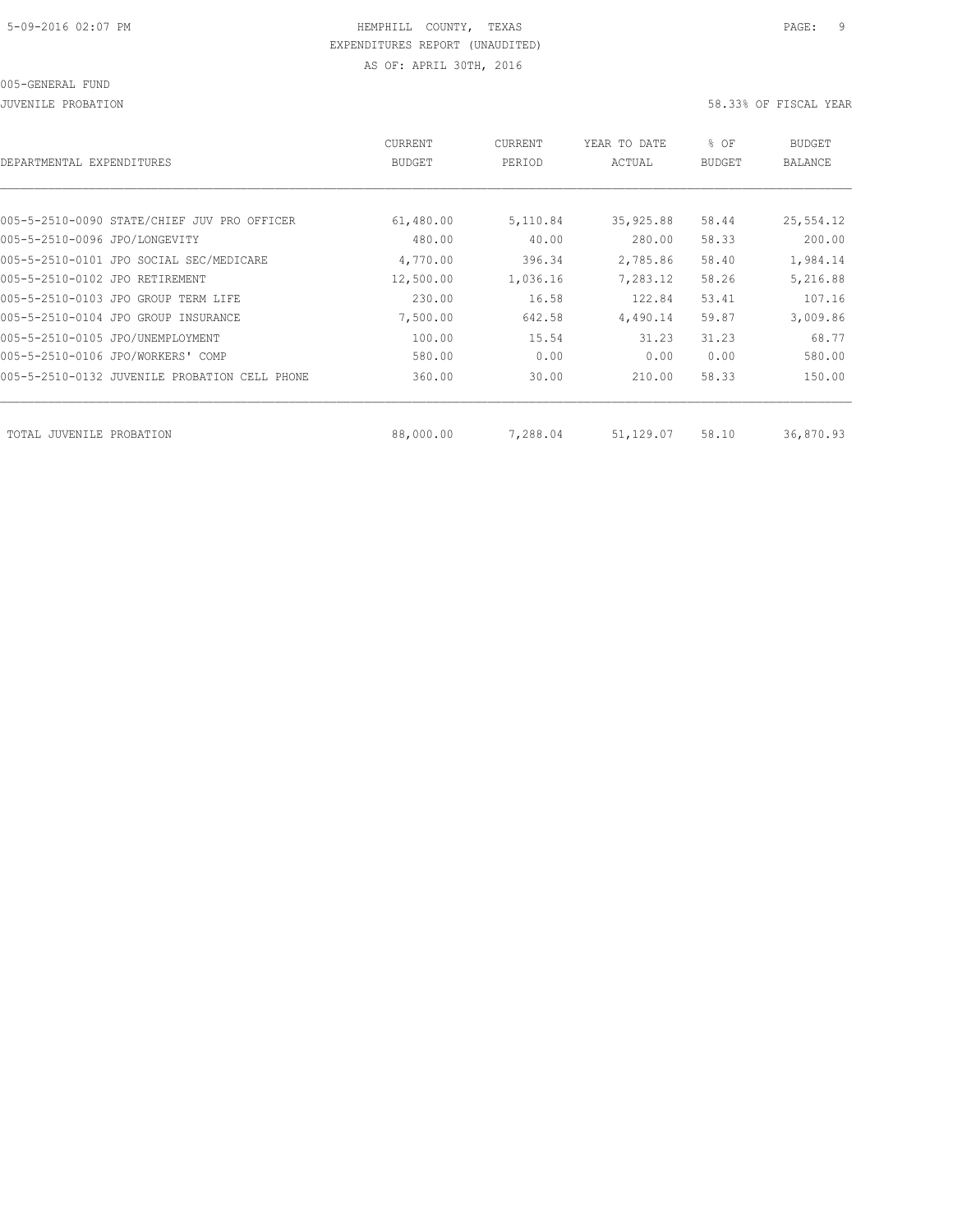HEMPHILL COUNTY, TEXAS

EXPENDITURES REPORT (UNAUDITED)

AS OF: APRIL 30TH, 2016

005-GENERAL FUND

JUVENILE PROBATION

58.33% OF FISCAL YEAR

| DEPARTMENTAL EXPENDITURES | CURRENT BUDGET | CURRENT PERIOD | YEAR TO DATE ACTUAL | % OF BUDGET | BUDGET BALANCE |
|---|---|---|---|---|---|
| 005-5-2510-0090 STATE/CHIEF JUV PRO OFFICER | 61,480.00 | 5,110.84 | 35,925.88 | 58.44 | 25,554.12 |
| 005-5-2510-0096 JPO/LONGEVITY | 480.00 | 40.00 | 280.00 | 58.33 | 200.00 |
| 005-5-2510-0101 JPO SOCIAL SEC/MEDICARE | 4,770.00 | 396.34 | 2,785.86 | 58.40 | 1,984.14 |
| 005-5-2510-0102 JPO RETIREMENT | 12,500.00 | 1,036.16 | 7,283.12 | 58.26 | 5,216.88 |
| 005-5-2510-0103 JPO GROUP TERM LIFE | 230.00 | 16.58 | 122.84 | 53.41 | 107.16 |
| 005-5-2510-0104 JPO GROUP INSURANCE | 7,500.00 | 642.58 | 4,490.14 | 59.87 | 3,009.86 |
| 005-5-2510-0105 JPO/UNEMPLOYMENT | 100.00 | 15.54 | 31.23 | 31.23 | 68.77 |
| 005-5-2510-0106 JPO/WORKERS' COMP | 580.00 | 0.00 | 0.00 | 0.00 | 580.00 |
| 005-5-2510-0132 JUVENILE PROBATION CELL PHONE | 360.00 | 30.00 | 210.00 | 58.33 | 150.00 |
| TOTAL JUVENILE PROBATION | 88,000.00 | 7,288.04 | 51,129.07 | 58.10 | 36,870.93 |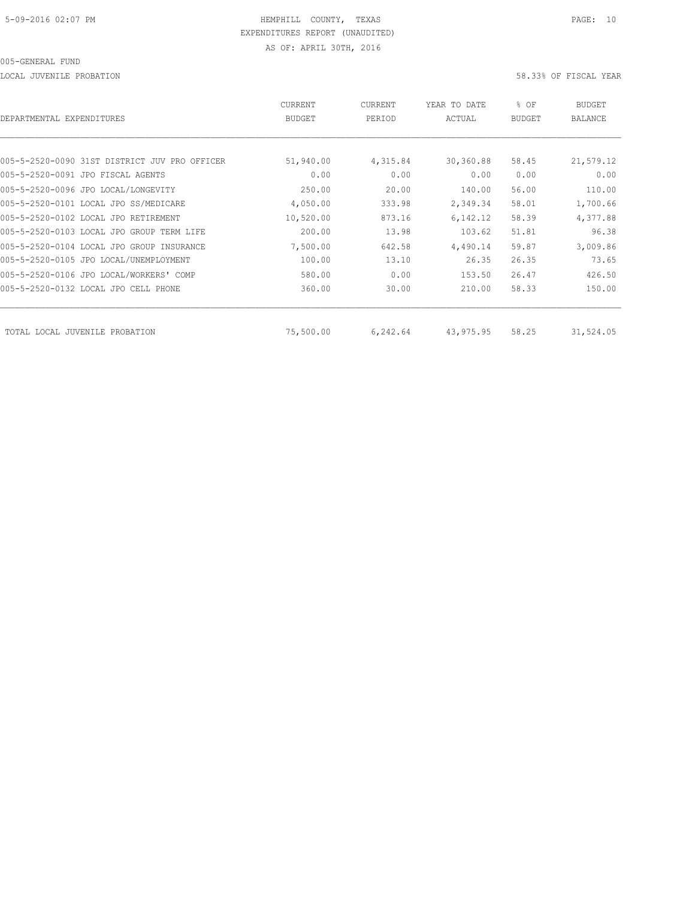5-09-2016 02:07 PM HEMPHILL COUNTY, TEXAS PAGE: 10

EXPENDITURES REPORT (UNAUDITED)

AS OF: APRIL 30TH, 2016

005-GENERAL FUND

LOCAL JUVENILE PROBATION 58.33% OF FISCAL YEAR

| DEPARTMENTAL EXPENDITURES | CURRENT BUDGET | CURRENT PERIOD | YEAR TO DATE ACTUAL | % OF BUDGET | BUDGET BALANCE |
|---|---|---|---|---|---|
| 005-5-2520-0090 31ST DISTRICT JUV PRO OFFICER | 51,940.00 | 4,315.84 | 30,360.88 | 58.45 | 21,579.12 |
| 005-5-2520-0091 JPO FISCAL AGENTS | 0.00 | 0.00 | 0.00 | 0.00 | 0.00 |
| 005-5-2520-0096 JPO LOCAL/LONGEVITY | 250.00 | 20.00 | 140.00 | 56.00 | 110.00 |
| 005-5-2520-0101 LOCAL JPO SS/MEDICARE | 4,050.00 | 333.98 | 2,349.34 | 58.01 | 1,700.66 |
| 005-5-2520-0102 LOCAL JPO RETIREMENT | 10,520.00 | 873.16 | 6,142.12 | 58.39 | 4,377.88 |
| 005-5-2520-0103 LOCAL JPO GROUP TERM LIFE | 200.00 | 13.98 | 103.62 | 51.81 | 96.38 |
| 005-5-2520-0104 LOCAL JPO GROUP INSURANCE | 7,500.00 | 642.58 | 4,490.14 | 59.87 | 3,009.86 |
| 005-5-2520-0105 JPO LOCAL/UNEMPLOYMENT | 100.00 | 13.10 | 26.35 | 26.35 | 73.65 |
| 005-5-2520-0106 JPO LOCAL/WORKERS' COMP | 580.00 | 0.00 | 153.50 | 26.47 | 426.50 |
| 005-5-2520-0132 LOCAL JPO CELL PHONE | 360.00 | 30.00 | 210.00 | 58.33 | 150.00 |
| TOTAL LOCAL JUVENILE PROBATION | 75,500.00 | 6,242.64 | 43,975.95 | 58.25 | 31,524.05 |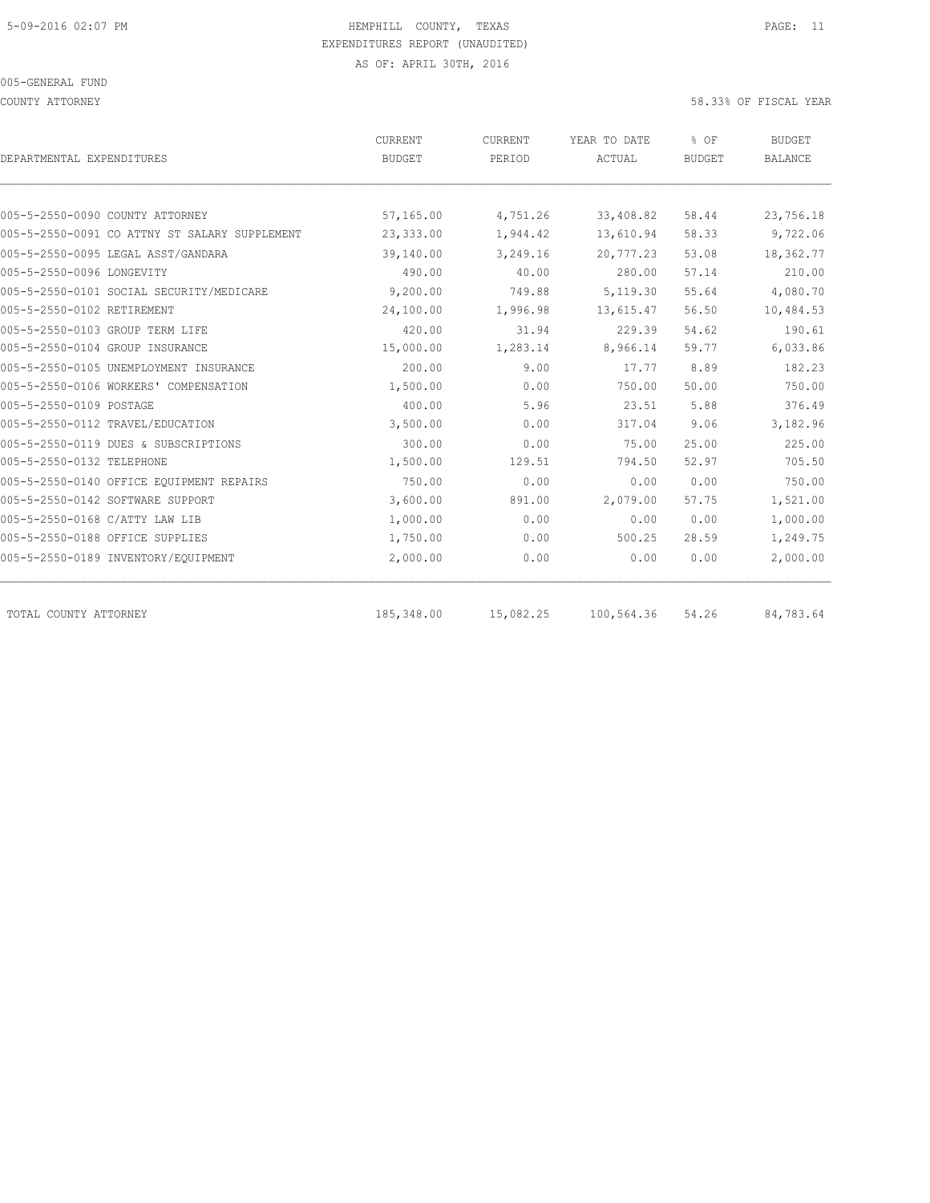HEMPHILL COUNTY, TEXAS
EXPENDITURES REPORT (UNAUDITED)
AS OF: APRIL 30TH, 2016

005-GENERAL FUND

COUNTY ATTORNEY

58.33% OF FISCAL YEAR

| DEPARTMENTAL EXPENDITURES | CURRENT BUDGET | CURRENT PERIOD | YEAR TO DATE ACTUAL | % OF BUDGET | BUDGET BALANCE |
|---|---|---|---|---|---|
| 005-5-2550-0090 COUNTY ATTORNEY | 57,165.00 | 4,751.26 | 33,408.82 | 58.44 | 23,756.18 |
| 005-5-2550-0091 CO ATTNY ST SALARY SUPPLEMENT | 23,333.00 | 1,944.42 | 13,610.94 | 58.33 | 9,722.06 |
| 005-5-2550-0095 LEGAL ASST/GANDARA | 39,140.00 | 3,249.16 | 20,777.23 | 53.08 | 18,362.77 |
| 005-5-2550-0096 LONGEVITY | 490.00 | 40.00 | 280.00 | 57.14 | 210.00 |
| 005-5-2550-0101 SOCIAL SECURITY/MEDICARE | 9,200.00 | 749.88 | 5,119.30 | 55.64 | 4,080.70 |
| 005-5-2550-0102 RETIREMENT | 24,100.00 | 1,996.98 | 13,615.47 | 56.50 | 10,484.53 |
| 005-5-2550-0103 GROUP TERM LIFE | 420.00 | 31.94 | 229.39 | 54.62 | 190.61 |
| 005-5-2550-0104 GROUP INSURANCE | 15,000.00 | 1,283.14 | 8,966.14 | 59.77 | 6,033.86 |
| 005-5-2550-0105 UNEMPLOYMENT INSURANCE | 200.00 | 9.00 | 17.77 | 8.89 | 182.23 |
| 005-5-2550-0106 WORKERS' COMPENSATION | 1,500.00 | 0.00 | 750.00 | 50.00 | 750.00 |
| 005-5-2550-0109 POSTAGE | 400.00 | 5.96 | 23.51 | 5.88 | 376.49 |
| 005-5-2550-0112 TRAVEL/EDUCATION | 3,500.00 | 0.00 | 317.04 | 9.06 | 3,182.96 |
| 005-5-2550-0119 DUES & SUBSCRIPTIONS | 300.00 | 0.00 | 75.00 | 25.00 | 225.00 |
| 005-5-2550-0132 TELEPHONE | 1,500.00 | 129.51 | 794.50 | 52.97 | 705.50 |
| 005-5-2550-0140 OFFICE EQUIPMENT REPAIRS | 750.00 | 0.00 | 0.00 | 0.00 | 750.00 |
| 005-5-2550-0142 SOFTWARE SUPPORT | 3,600.00 | 891.00 | 2,079.00 | 57.75 | 1,521.00 |
| 005-5-2550-0168 C/ATTY LAW LIB | 1,000.00 | 0.00 | 0.00 | 0.00 | 1,000.00 |
| 005-5-2550-0188 OFFICE SUPPLIES | 1,750.00 | 0.00 | 500.25 | 28.59 | 1,249.75 |
| 005-5-2550-0189 INVENTORY/EQUIPMENT | 2,000.00 | 0.00 | 0.00 | 0.00 | 2,000.00 |
| TOTAL COUNTY ATTORNEY | 185,348.00 | 15,082.25 | 100,564.36 | 54.26 | 84,783.64 |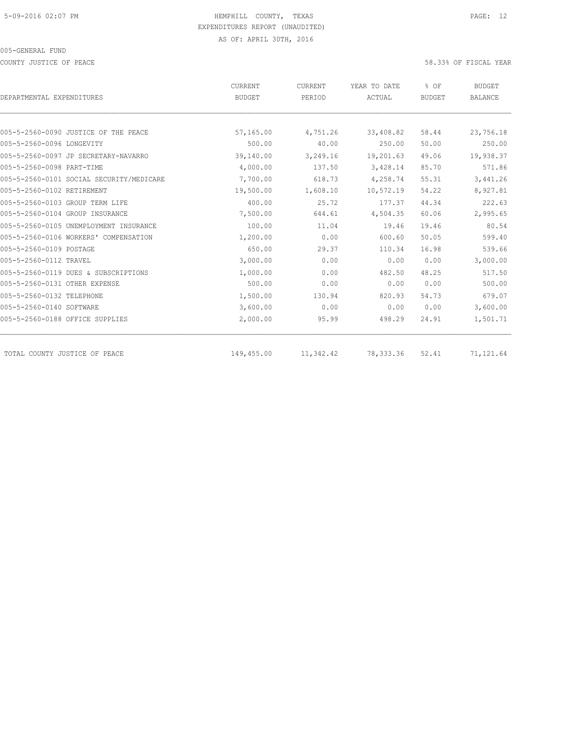HEMPHILL COUNTY, TEXAS
EXPENDITURES REPORT (UNAUDITED)
AS OF: APRIL 30TH, 2016

005-GENERAL FUND

COUNTY JUSTICE OF PEACE

58.33% OF FISCAL YEAR

| DEPARTMENTAL EXPENDITURES | CURRENT BUDGET | CURRENT PERIOD | YEAR TO DATE ACTUAL | % OF BUDGET | BUDGET BALANCE |
|---|---|---|---|---|---|
| 005-5-2560-0090 JUSTICE OF THE PEACE | 57,165.00 | 4,751.26 | 33,408.82 | 58.44 | 23,756.18 |
| 005-5-2560-0096 LONGEVITY | 500.00 | 40.00 | 250.00 | 50.00 | 250.00 |
| 005-5-2560-0097 JP SECRETARY-NAVARRO | 39,140.00 | 3,249.16 | 19,201.63 | 49.06 | 19,938.37 |
| 005-5-2560-0098 PART-TIME | 4,000.00 | 137.50 | 3,428.14 | 85.70 | 571.86 |
| 005-5-2560-0101 SOCIAL SECURITY/MEDICARE | 7,700.00 | 618.73 | 4,258.74 | 55.31 | 3,441.26 |
| 005-5-2560-0102 RETIREMENT | 19,500.00 | 1,608.10 | 10,572.19 | 54.22 | 8,927.81 |
| 005-5-2560-0103 GROUP TERM LIFE | 400.00 | 25.72 | 177.37 | 44.34 | 222.63 |
| 005-5-2560-0104 GROUP INSURANCE | 7,500.00 | 644.61 | 4,504.35 | 60.06 | 2,995.65 |
| 005-5-2560-0105 UNEMPLOYMENT INSURANCE | 100.00 | 11.04 | 19.46 | 19.46 | 80.54 |
| 005-5-2560-0106 WORKERS' COMPENSATION | 1,200.00 | 0.00 | 600.60 | 50.05 | 599.40 |
| 005-5-2560-0109 POSTAGE | 650.00 | 29.37 | 110.34 | 16.98 | 539.66 |
| 005-5-2560-0112 TRAVEL | 3,000.00 | 0.00 | 0.00 | 0.00 | 3,000.00 |
| 005-5-2560-0119 DUES & SUBSCRIPTIONS | 1,000.00 | 0.00 | 482.50 | 48.25 | 517.50 |
| 005-5-2560-0131 OTHER EXPENSE | 500.00 | 0.00 | 0.00 | 0.00 | 500.00 |
| 005-5-2560-0132 TELEPHONE | 1,500.00 | 130.94 | 820.93 | 54.73 | 679.07 |
| 005-5-2560-0140 SOFTWARE | 3,600.00 | 0.00 | 0.00 | 0.00 | 3,600.00 |
| 005-5-2560-0188 OFFICE SUPPLIES | 2,000.00 | 95.99 | 498.29 | 24.91 | 1,501.71 |
| TOTAL COUNTY JUSTICE OF PEACE | 149,455.00 | 11,342.42 | 78,333.36 | 52.41 | 71,121.64 |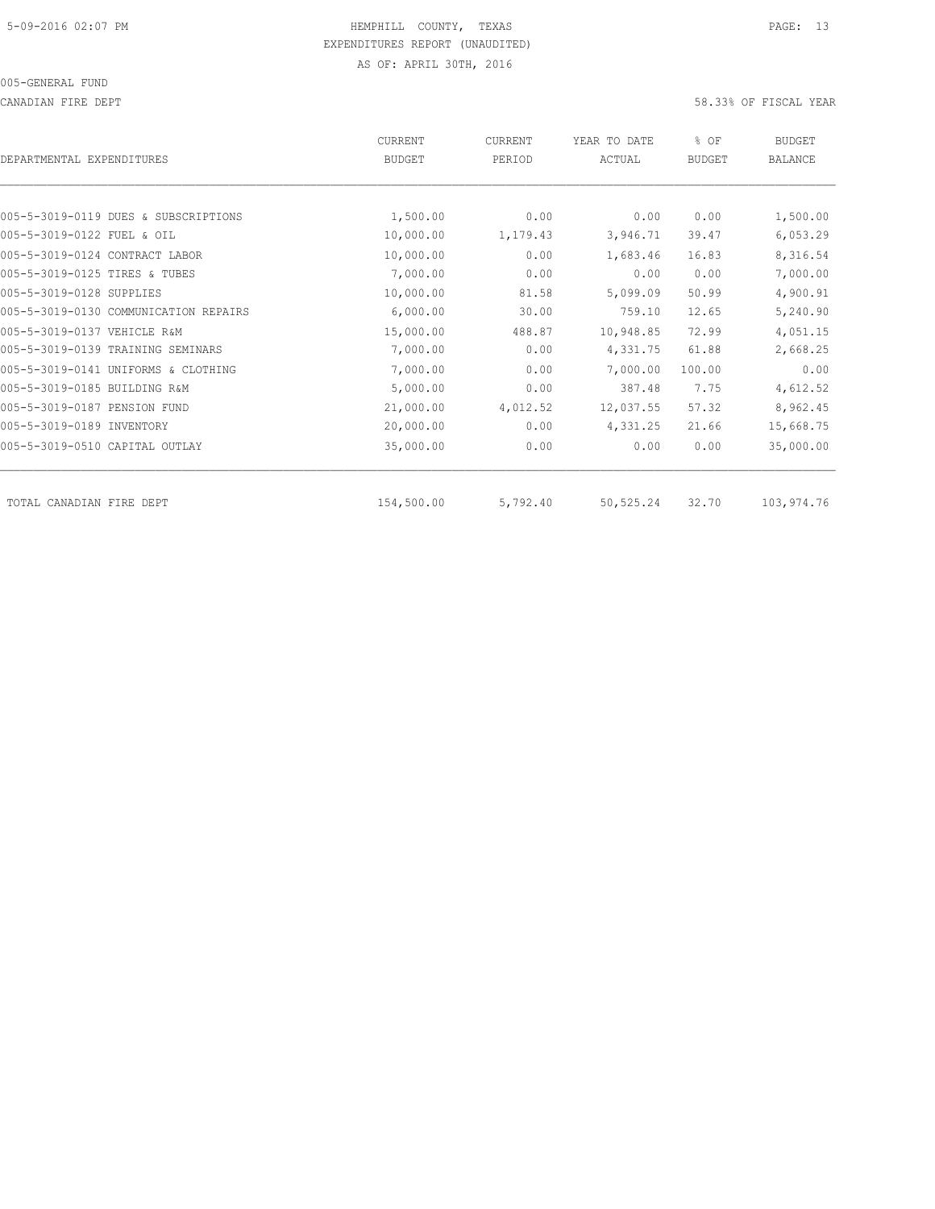HEMPHILL COUNTY, TEXAS
EXPENDITURES REPORT (UNAUDITED)
AS OF: APRIL 30TH, 2016

005-GENERAL FUND

CANADIAN FIRE DEPT

58.33% OF FISCAL YEAR

| DEPARTMENTAL EXPENDITURES | CURRENT BUDGET | CURRENT PERIOD | YEAR TO DATE ACTUAL | % OF BUDGET | BUDGET BALANCE |
|---|---|---|---|---|---|
| 005-5-3019-0119 DUES & SUBSCRIPTIONS | 1,500.00 | 0.00 | 0.00 | 0.00 | 1,500.00 |
| 005-5-3019-0122 FUEL & OIL | 10,000.00 | 1,179.43 | 3,946.71 | 39.47 | 6,053.29 |
| 005-5-3019-0124 CONTRACT LABOR | 10,000.00 | 0.00 | 1,683.46 | 16.83 | 8,316.54 |
| 005-5-3019-0125 TIRES & TUBES | 7,000.00 | 0.00 | 0.00 | 0.00 | 7,000.00 |
| 005-5-3019-0128 SUPPLIES | 10,000.00 | 81.58 | 5,099.09 | 50.99 | 4,900.91 |
| 005-5-3019-0130 COMMUNICATION REPAIRS | 6,000.00 | 30.00 | 759.10 | 12.65 | 5,240.90 |
| 005-5-3019-0137 VEHICLE R&M | 15,000.00 | 488.87 | 10,948.85 | 72.99 | 4,051.15 |
| 005-5-3019-0139 TRAINING SEMINARS | 7,000.00 | 0.00 | 4,331.75 | 61.88 | 2,668.25 |
| 005-5-3019-0141 UNIFORMS & CLOTHING | 7,000.00 | 0.00 | 7,000.00 | 100.00 | 0.00 |
| 005-5-3019-0185 BUILDING R&M | 5,000.00 | 0.00 | 387.48 | 7.75 | 4,612.52 |
| 005-5-3019-0187 PENSION FUND | 21,000.00 | 4,012.52 | 12,037.55 | 57.32 | 8,962.45 |
| 005-5-3019-0189 INVENTORY | 20,000.00 | 0.00 | 4,331.25 | 21.66 | 15,668.75 |
| 005-5-3019-0510 CAPITAL OUTLAY | 35,000.00 | 0.00 | 0.00 | 0.00 | 35,000.00 |
| TOTAL CANADIAN FIRE DEPT | 154,500.00 | 5,792.40 | 50,525.24 | 32.70 | 103,974.76 |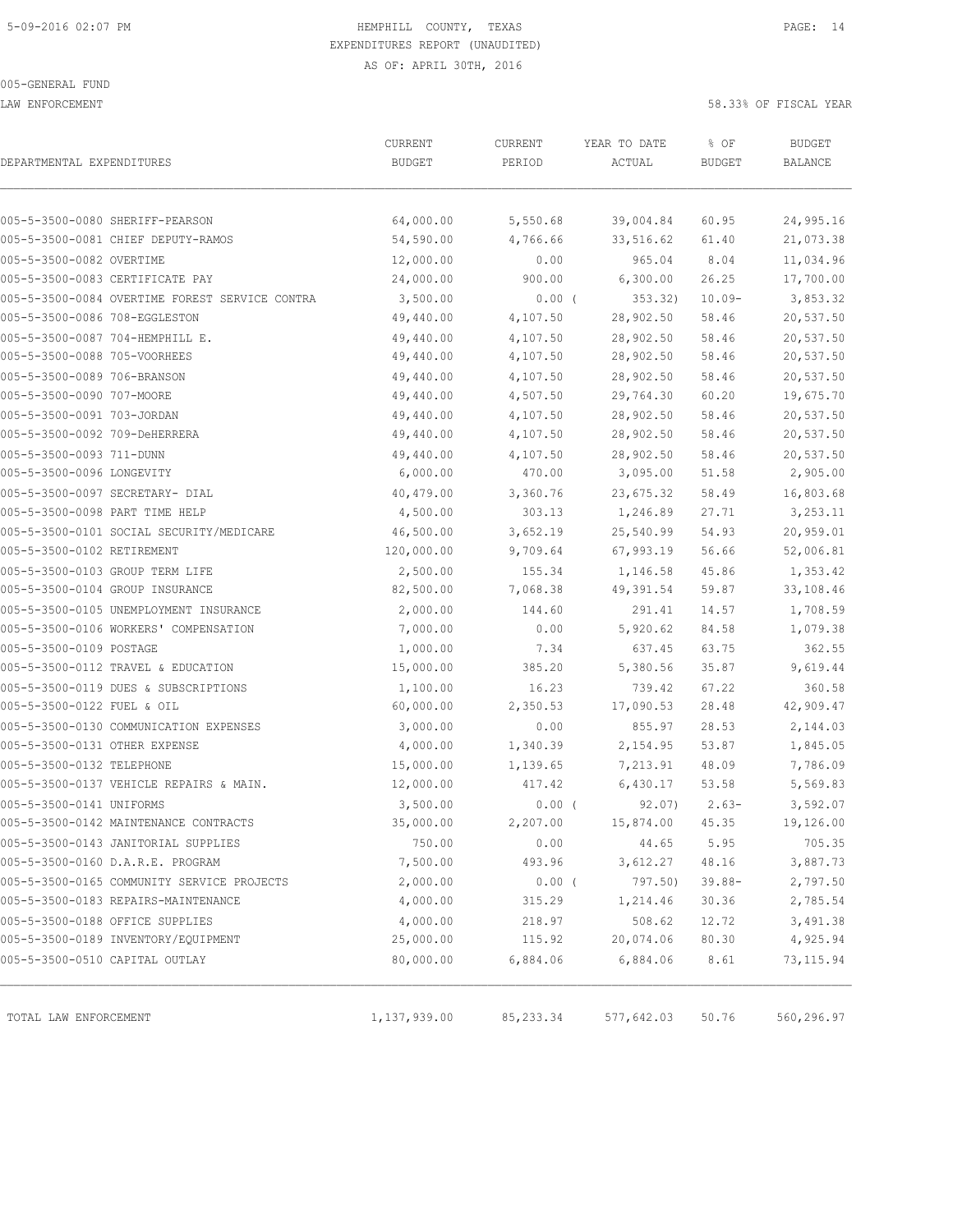HEMPHILL COUNTY, TEXAS
EXPENDITURES REPORT (UNAUDITED)
AS OF: APRIL 30TH, 2016

005-GENERAL FUND

LAW ENFORCEMENT — 58.33% OF FISCAL YEAR

| DEPARTMENTAL EXPENDITURES | CURRENT BUDGET | CURRENT PERIOD | YEAR TO DATE ACTUAL | % OF BUDGET | BUDGET BALANCE |
|---|---|---|---|---|---|
| 005-5-3500-0080 SHERIFF-PEARSON | 64,000.00 | 5,550.68 | 39,004.84 | 60.95 | 24,995.16 |
| 005-5-3500-0081 CHIEF DEPUTY-RAMOS | 54,590.00 | 4,766.66 | 33,516.62 | 61.40 | 21,073.38 |
| 005-5-3500-0082 OVERTIME | 12,000.00 | 0.00 | 965.04 | 8.04 | 11,034.96 |
| 005-5-3500-0083 CERTIFICATE PAY | 24,000.00 | 900.00 | 6,300.00 | 26.25 | 17,700.00 |
| 005-5-3500-0084 OVERTIME FOREST SERVICE CONTRA | 3,500.00 | 0.00 ( | 353.32) | 10.09- | 3,853.32 |
| 005-5-3500-0086 708-EGGLESTON | 49,440.00 | 4,107.50 | 28,902.50 | 58.46 | 20,537.50 |
| 005-5-3500-0087 704-HEMPHILL E. | 49,440.00 | 4,107.50 | 28,902.50 | 58.46 | 20,537.50 |
| 005-5-3500-0088 705-VOORHEES | 49,440.00 | 4,107.50 | 28,902.50 | 58.46 | 20,537.50 |
| 005-5-3500-0089 706-BRANSON | 49,440.00 | 4,107.50 | 28,902.50 | 58.46 | 20,537.50 |
| 005-5-3500-0090 707-MOORE | 49,440.00 | 4,507.50 | 29,764.30 | 60.20 | 19,675.70 |
| 005-5-3500-0091 703-JORDAN | 49,440.00 | 4,107.50 | 28,902.50 | 58.46 | 20,537.50 |
| 005-5-3500-0092 709-DeHERRERA | 49,440.00 | 4,107.50 | 28,902.50 | 58.46 | 20,537.50 |
| 005-5-3500-0093 711-DUNN | 49,440.00 | 4,107.50 | 28,902.50 | 58.46 | 20,537.50 |
| 005-5-3500-0096 LONGEVITY | 6,000.00 | 470.00 | 3,095.00 | 51.58 | 2,905.00 |
| 005-5-3500-0097 SECRETARY- DIAL | 40,479.00 | 3,360.76 | 23,675.32 | 58.49 | 16,803.68 |
| 005-5-3500-0098 PART TIME HELP | 4,500.00 | 303.13 | 1,246.89 | 27.71 | 3,253.11 |
| 005-5-3500-0101 SOCIAL SECURITY/MEDICARE | 46,500.00 | 3,652.19 | 25,540.99 | 54.93 | 20,959.01 |
| 005-5-3500-0102 RETIREMENT | 120,000.00 | 9,709.64 | 67,993.19 | 56.66 | 52,006.81 |
| 005-5-3500-0103 GROUP TERM LIFE | 2,500.00 | 155.34 | 1,146.58 | 45.86 | 1,353.42 |
| 005-5-3500-0104 GROUP INSURANCE | 82,500.00 | 7,068.38 | 49,391.54 | 59.87 | 33,108.46 |
| 005-5-3500-0105 UNEMPLOYMENT INSURANCE | 2,000.00 | 144.60 | 291.41 | 14.57 | 1,708.59 |
| 005-5-3500-0106 WORKERS' COMPENSATION | 7,000.00 | 0.00 | 5,920.62 | 84.58 | 1,079.38 |
| 005-5-3500-0109 POSTAGE | 1,000.00 | 7.34 | 637.45 | 63.75 | 362.55 |
| 005-5-3500-0112 TRAVEL & EDUCATION | 15,000.00 | 385.20 | 5,380.56 | 35.87 | 9,619.44 |
| 005-5-3500-0119 DUES & SUBSCRIPTIONS | 1,100.00 | 16.23 | 739.42 | 67.22 | 360.58 |
| 005-5-3500-0122 FUEL & OIL | 60,000.00 | 2,350.53 | 17,090.53 | 28.48 | 42,909.47 |
| 005-5-3500-0130 COMMUNICATION EXPENSES | 3,000.00 | 0.00 | 855.97 | 28.53 | 2,144.03 |
| 005-5-3500-0131 OTHER EXPENSE | 4,000.00 | 1,340.39 | 2,154.95 | 53.87 | 1,845.05 |
| 005-5-3500-0132 TELEPHONE | 15,000.00 | 1,139.65 | 7,213.91 | 48.09 | 7,786.09 |
| 005-5-3500-0137 VEHICLE REPAIRS & MAIN. | 12,000.00 | 417.42 | 6,430.17 | 53.58 | 5,569.83 |
| 005-5-3500-0141 UNIFORMS | 3,500.00 | 0.00 ( | 92.07) | 2.63- | 3,592.07 |
| 005-5-3500-0142 MAINTENANCE CONTRACTS | 35,000.00 | 2,207.00 | 15,874.00 | 45.35 | 19,126.00 |
| 005-5-3500-0143 JANITORIAL SUPPLIES | 750.00 | 0.00 | 44.65 | 5.95 | 705.35 |
| 005-5-3500-0160 D.A.R.E. PROGRAM | 7,500.00 | 493.96 | 3,612.27 | 48.16 | 3,887.73 |
| 005-5-3500-0165 COMMUNITY SERVICE PROJECTS | 2,000.00 | 0.00 ( | 797.50) | 39.88- | 2,797.50 |
| 005-5-3500-0183 REPAIRS-MAINTENANCE | 4,000.00 | 315.29 | 1,214.46 | 30.36 | 2,785.54 |
| 005-5-3500-0188 OFFICE SUPPLIES | 4,000.00 | 218.97 | 508.62 | 12.72 | 3,491.38 |
| 005-5-3500-0189 INVENTORY/EQUIPMENT | 25,000.00 | 115.92 | 20,074.06 | 80.30 | 4,925.94 |
| 005-5-3500-0510 CAPITAL OUTLAY | 80,000.00 | 6,884.06 | 6,884.06 | 8.61 | 73,115.94 |
| TOTAL LAW ENFORCEMENT | 1,137,939.00 | 85,233.34 | 577,642.03 | 50.76 | 560,296.97 |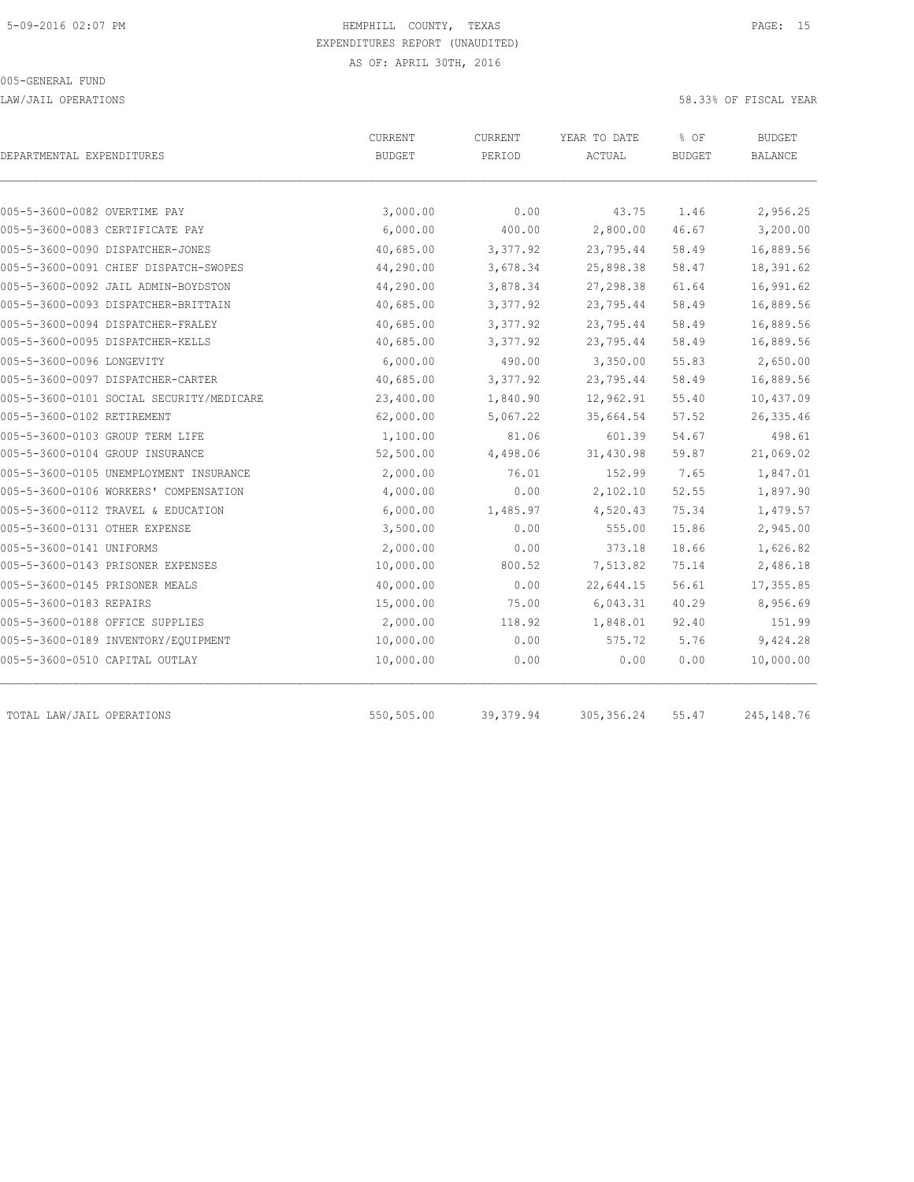5-09-2016 02:07 PM HEMPHILL COUNTY, TEXAS

EXPENDITURES REPORT (UNAUDITED)

AS OF: APRIL 30TH, 2016

005-GENERAL FUND

LAW/JAIL OPERATIONS 58.33% OF FISCAL YEAR

| DEPARTMENTAL EXPENDITURES | CURRENT BUDGET | CURRENT PERIOD | YEAR TO DATE ACTUAL | % OF BUDGET | BUDGET BALANCE |
|---|---|---|---|---|---|
| 005-5-3600-0082 OVERTIME PAY | 3,000.00 | 0.00 | 43.75 | 1.46 | 2,956.25 |
| 005-5-3600-0083 CERTIFICATE PAY | 6,000.00 | 400.00 | 2,800.00 | 46.67 | 3,200.00 |
| 005-5-3600-0090 DISPATCHER-JONES | 40,685.00 | 3,377.92 | 23,795.44 | 58.49 | 16,889.56 |
| 005-5-3600-0091 CHIEF DISPATCH-SWOPES | 44,290.00 | 3,678.34 | 25,898.38 | 58.47 | 18,391.62 |
| 005-5-3600-0092 JAIL ADMIN-BOYDSTON | 44,290.00 | 3,878.34 | 27,298.38 | 61.64 | 16,991.62 |
| 005-5-3600-0093 DISPATCHER-BRITTAIN | 40,685.00 | 3,377.92 | 23,795.44 | 58.49 | 16,889.56 |
| 005-5-3600-0094 DISPATCHER-FRALEY | 40,685.00 | 3,377.92 | 23,795.44 | 58.49 | 16,889.56 |
| 005-5-3600-0095 DISPATCHER-KELLS | 40,685.00 | 3,377.92 | 23,795.44 | 58.49 | 16,889.56 |
| 005-5-3600-0096 LONGEVITY | 6,000.00 | 490.00 | 3,350.00 | 55.83 | 2,650.00 |
| 005-5-3600-0097 DISPATCHER-CARTER | 40,685.00 | 3,377.92 | 23,795.44 | 58.49 | 16,889.56 |
| 005-5-3600-0101 SOCIAL SECURITY/MEDICARE | 23,400.00 | 1,840.90 | 12,962.91 | 55.40 | 10,437.09 |
| 005-5-3600-0102 RETIREMENT | 62,000.00 | 5,067.22 | 35,664.54 | 57.52 | 26,335.46 |
| 005-5-3600-0103 GROUP TERM LIFE | 1,100.00 | 81.06 | 601.39 | 54.67 | 498.61 |
| 005-5-3600-0104 GROUP INSURANCE | 52,500.00 | 4,498.06 | 31,430.98 | 59.87 | 21,069.02 |
| 005-5-3600-0105 UNEMPLOYMENT INSURANCE | 2,000.00 | 76.01 | 152.99 | 7.65 | 1,847.01 |
| 005-5-3600-0106 WORKERS' COMPENSATION | 4,000.00 | 0.00 | 2,102.10 | 52.55 | 1,897.90 |
| 005-5-3600-0112 TRAVEL & EDUCATION | 6,000.00 | 1,485.97 | 4,520.43 | 75.34 | 1,479.57 |
| 005-5-3600-0131 OTHER EXPENSE | 3,500.00 | 0.00 | 555.00 | 15.86 | 2,945.00 |
| 005-5-3600-0141 UNIFORMS | 2,000.00 | 0.00 | 373.18 | 18.66 | 1,626.82 |
| 005-5-3600-0143 PRISONER EXPENSES | 10,000.00 | 800.52 | 7,513.82 | 75.14 | 2,486.18 |
| 005-5-3600-0145 PRISONER MEALS | 40,000.00 | 0.00 | 22,644.15 | 56.61 | 17,355.85 |
| 005-5-3600-0183 REPAIRS | 15,000.00 | 75.00 | 6,043.31 | 40.29 | 8,956.69 |
| 005-5-3600-0188 OFFICE SUPPLIES | 2,000.00 | 118.92 | 1,848.01 | 92.40 | 151.99 |
| 005-5-3600-0189 INVENTORY/EQUIPMENT | 10,000.00 | 0.00 | 575.72 | 5.76 | 9,424.28 |
| 005-5-3600-0510 CAPITAL OUTLAY | 10,000.00 | 0.00 | 0.00 | 0.00 | 10,000.00 |
| TOTAL LAW/JAIL OPERATIONS | 550,505.00 | 39,379.94 | 305,356.24 | 55.47 | 245,148.76 |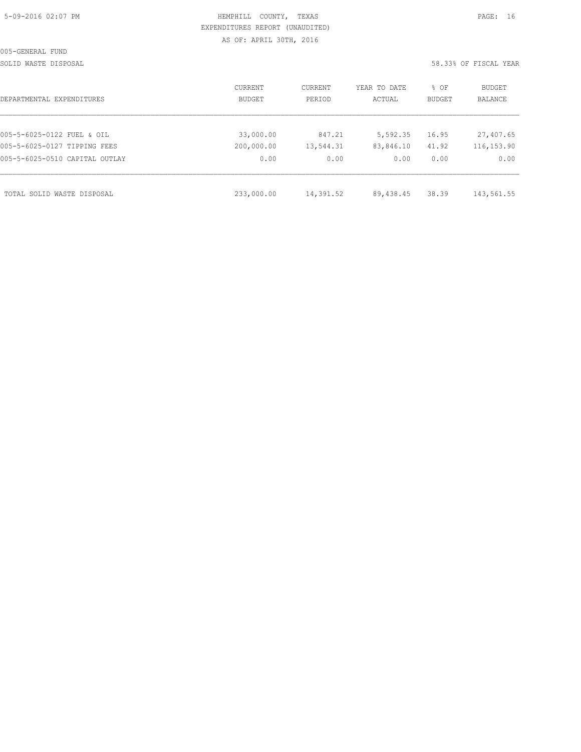HEMPHILL COUNTY, TEXAS
EXPENDITURES REPORT (UNAUDITED)
AS OF: APRIL 30TH, 2016

005-GENERAL FUND

SOLID WASTE DISPOSAL

58.33% OF FISCAL YEAR

| DEPARTMENTAL EXPENDITURES | CURRENT BUDGET | CURRENT PERIOD | YEAR TO DATE ACTUAL | % OF BUDGET | BUDGET BALANCE |
|---|---|---|---|---|---|
| 005-5-6025-0122 FUEL & OIL | 33,000.00 | 847.21 | 5,592.35 | 16.95 | 27,407.65 |
| 005-5-6025-0127 TIPPING FEES | 200,000.00 | 13,544.31 | 83,846.10 | 41.92 | 116,153.90 |
| 005-5-6025-0510 CAPITAL OUTLAY | 0.00 | 0.00 | 0.00 | 0.00 | 0.00 |
| TOTAL SOLID WASTE DISPOSAL | 233,000.00 | 14,391.52 | 89,438.45 | 38.39 | 143,561.55 |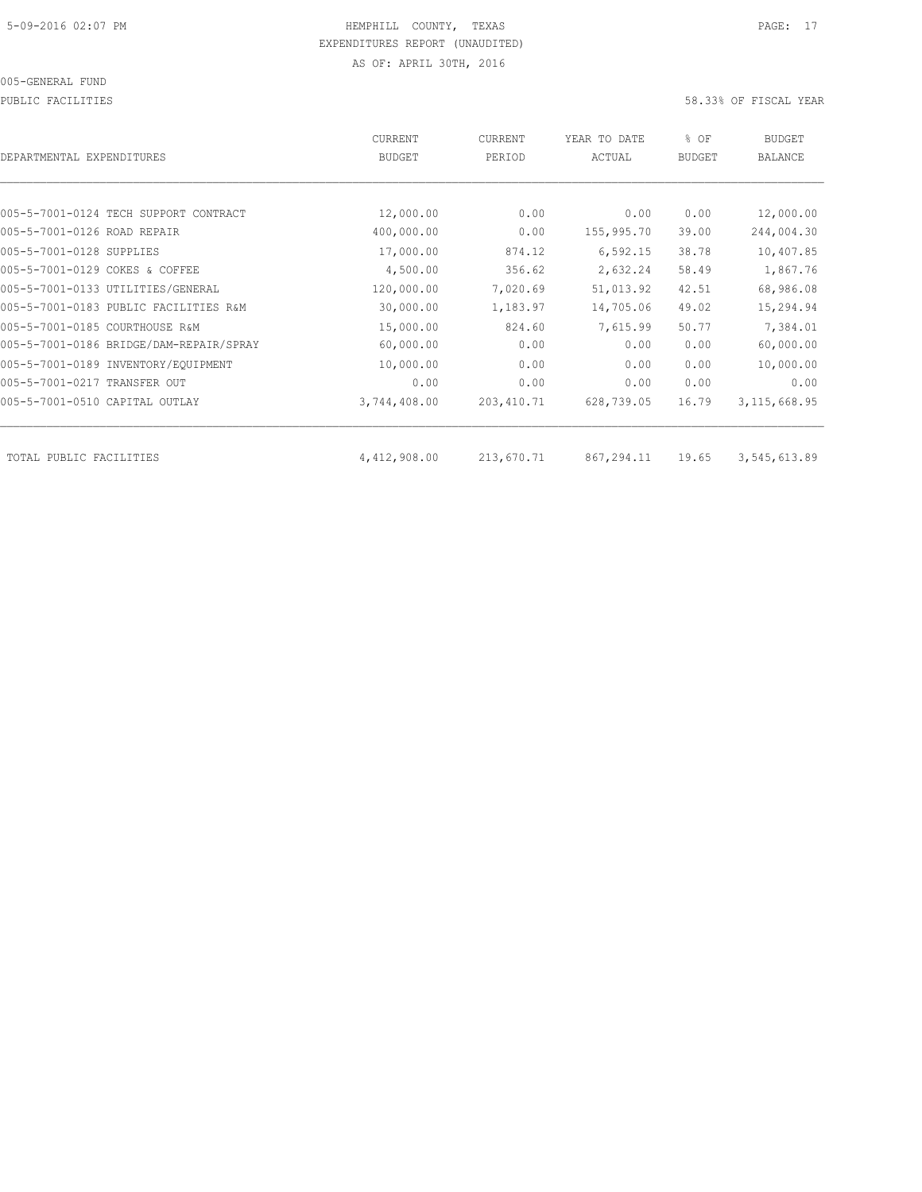HEMPHILL COUNTY, TEXAS
EXPENDITURES REPORT (UNAUDITED)
AS OF: APRIL 30TH, 2016

005-GENERAL FUND

PUBLIC FACILITIES

58.33% OF FISCAL YEAR

| DEPARTMENTAL EXPENDITURES | CURRENT BUDGET | CURRENT PERIOD | YEAR TO DATE ACTUAL | % OF BUDGET | BUDGET BALANCE |
|---|---|---|---|---|---|
| 005-5-7001-0124 TECH SUPPORT CONTRACT | 12,000.00 | 0.00 | 0.00 | 0.00 | 12,000.00 |
| 005-5-7001-0126 ROAD REPAIR | 400,000.00 | 0.00 | 155,995.70 | 39.00 | 244,004.30 |
| 005-5-7001-0128 SUPPLIES | 17,000.00 | 874.12 | 6,592.15 | 38.78 | 10,407.85 |
| 005-5-7001-0129 COKES & COFFEE | 4,500.00 | 356.62 | 2,632.24 | 58.49 | 1,867.76 |
| 005-5-7001-0133 UTILITIES/GENERAL | 120,000.00 | 7,020.69 | 51,013.92 | 42.51 | 68,986.08 |
| 005-5-7001-0183 PUBLIC FACILITIES R&M | 30,000.00 | 1,183.97 | 14,705.06 | 49.02 | 15,294.94 |
| 005-5-7001-0185 COURTHOUSE R&M | 15,000.00 | 824.60 | 7,615.99 | 50.77 | 7,384.01 |
| 005-5-7001-0186 BRIDGE/DAM-REPAIR/SPRAY | 60,000.00 | 0.00 | 0.00 | 0.00 | 60,000.00 |
| 005-5-7001-0189 INVENTORY/EQUIPMENT | 10,000.00 | 0.00 | 0.00 | 0.00 | 10,000.00 |
| 005-5-7001-0217 TRANSFER OUT | 0.00 | 0.00 | 0.00 | 0.00 | 0.00 |
| 005-5-7001-0510 CAPITAL OUTLAY | 3,744,408.00 | 203,410.71 | 628,739.05 | 16.79 | 3,115,668.95 |
| TOTAL PUBLIC FACILITIES | 4,412,908.00 | 213,670.71 | 867,294.11 | 19.65 | 3,545,613.89 |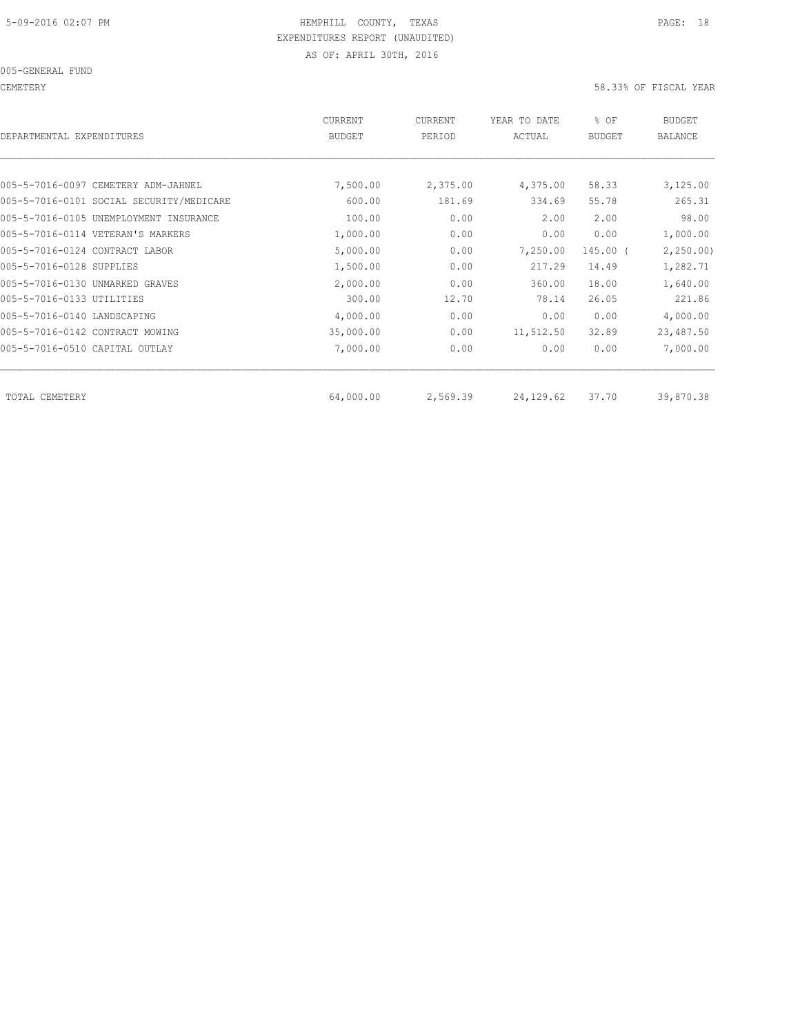5-09-2016 02:07 PM HEMPHILL COUNTY, TEXAS

EXPENDITURES REPORT (UNAUDITED)

AS OF: APRIL 30TH, 2016

005-GENERAL FUND

CEMETERY 58.33% OF FISCAL YEAR

| DEPARTMENTAL EXPENDITURES | CURRENT BUDGET | CURRENT PERIOD | YEAR TO DATE ACTUAL | % OF BUDGET | BUDGET BALANCE |
|---|---|---|---|---|---|
| 005-5-7016-0097 CEMETERY ADM-JAHNEL | 7,500.00 | 2,375.00 | 4,375.00 | 58.33 | 3,125.00 |
| 005-5-7016-0101 SOCIAL SECURITY/MEDICARE | 600.00 | 181.69 | 334.69 | 55.78 | 265.31 |
| 005-5-7016-0105 UNEMPLOYMENT INSURANCE | 100.00 | 0.00 | 2.00 | 2.00 | 98.00 |
| 005-5-7016-0114 VETERAN'S MARKERS | 1,000.00 | 0.00 | 0.00 | 0.00 | 1,000.00 |
| 005-5-7016-0124 CONTRACT LABOR | 5,000.00 | 0.00 | 7,250.00 | 145.00 ( | 2,250.00) |
| 005-5-7016-0128 SUPPLIES | 1,500.00 | 0.00 | 217.29 | 14.49 | 1,282.71 |
| 005-5-7016-0130 UNMARKED GRAVES | 2,000.00 | 0.00 | 360.00 | 18.00 | 1,640.00 |
| 005-5-7016-0133 UTILITIES | 300.00 | 12.70 | 78.14 | 26.05 | 221.86 |
| 005-5-7016-0140 LANDSCAPING | 4,000.00 | 0.00 | 0.00 | 0.00 | 4,000.00 |
| 005-5-7016-0142 CONTRACT MOWING | 35,000.00 | 0.00 | 11,512.50 | 32.89 | 23,487.50 |
| 005-5-7016-0510 CAPITAL OUTLAY | 7,000.00 | 0.00 | 0.00 | 0.00 | 7,000.00 |
| TOTAL CEMETERY | 64,000.00 | 2,569.39 | 24,129.62 | 37.70 | 39,870.38 |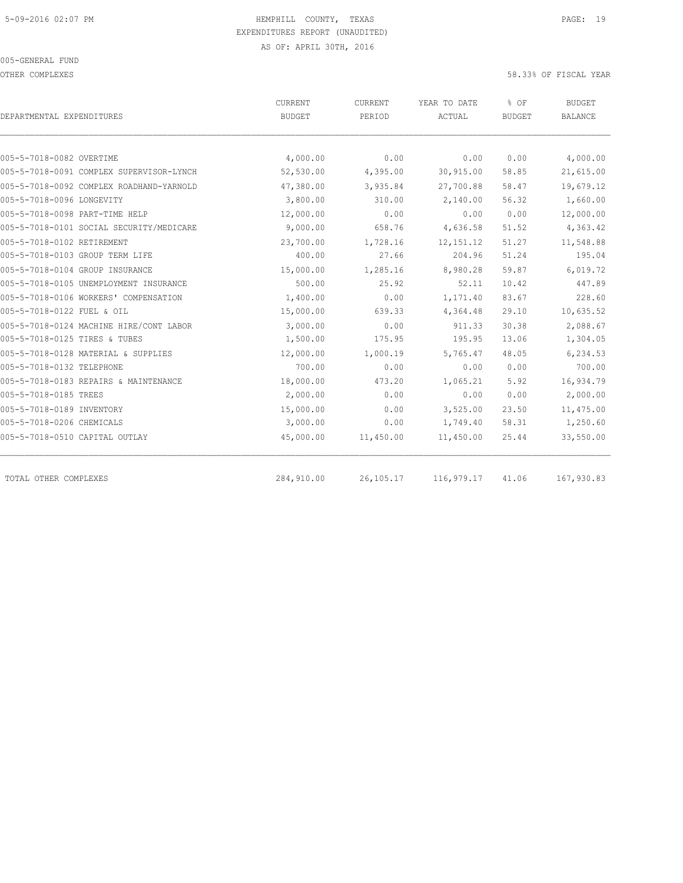HEMPHILL COUNTY, TEXAS
EXPENDITURES REPORT (UNAUDITED)
AS OF: APRIL 30TH, 2016

5-09-2016 02:07 PM

005-GENERAL FUND

OTHER COMPLEXES

58.33% OF FISCAL YEAR

| DEPARTMENTAL EXPENDITURES | CURRENT BUDGET | CURRENT PERIOD | YEAR TO DATE ACTUAL | % OF BUDGET | BUDGET BALANCE |
|---|---|---|---|---|---|
| 005-5-7018-0082 OVERTIME | 4,000.00 | 0.00 | 0.00 | 0.00 | 4,000.00 |
| 005-5-7018-0091 COMPLEX SUPERVISOR-LYNCH | 52,530.00 | 4,395.00 | 30,915.00 | 58.85 | 21,615.00 |
| 005-5-7018-0092 COMPLEX ROADHAND-YARNOLD | 47,380.00 | 3,935.84 | 27,700.88 | 58.47 | 19,679.12 |
| 005-5-7018-0096 LONGEVITY | 3,800.00 | 310.00 | 2,140.00 | 56.32 | 1,660.00 |
| 005-5-7018-0098 PART-TIME HELP | 12,000.00 | 0.00 | 0.00 | 0.00 | 12,000.00 |
| 005-5-7018-0101 SOCIAL SECURITY/MEDICARE | 9,000.00 | 658.76 | 4,636.58 | 51.52 | 4,363.42 |
| 005-5-7018-0102 RETIREMENT | 23,700.00 | 1,728.16 | 12,151.12 | 51.27 | 11,548.88 |
| 005-5-7018-0103 GROUP TERM LIFE | 400.00 | 27.66 | 204.96 | 51.24 | 195.04 |
| 005-5-7018-0104 GROUP INSURANCE | 15,000.00 | 1,285.16 | 8,980.28 | 59.87 | 6,019.72 |
| 005-5-7018-0105 UNEMPLOYMENT INSURANCE | 500.00 | 25.92 | 52.11 | 10.42 | 447.89 |
| 005-5-7018-0106 WORKERS' COMPENSATION | 1,400.00 | 0.00 | 1,171.40 | 83.67 | 228.60 |
| 005-5-7018-0122 FUEL & OIL | 15,000.00 | 639.33 | 4,364.48 | 29.10 | 10,635.52 |
| 005-5-7018-0124 MACHINE HIRE/CONT LABOR | 3,000.00 | 0.00 | 911.33 | 30.38 | 2,088.67 |
| 005-5-7018-0125 TIRES & TUBES | 1,500.00 | 175.95 | 195.95 | 13.06 | 1,304.05 |
| 005-5-7018-0128 MATERIAL & SUPPLIES | 12,000.00 | 1,000.19 | 5,765.47 | 48.05 | 6,234.53 |
| 005-5-7018-0132 TELEPHONE | 700.00 | 0.00 | 0.00 | 0.00 | 700.00 |
| 005-5-7018-0183 REPAIRS & MAINTENANCE | 18,000.00 | 473.20 | 1,065.21 | 5.92 | 16,934.79 |
| 005-5-7018-0185 TREES | 2,000.00 | 0.00 | 0.00 | 0.00 | 2,000.00 |
| 005-5-7018-0189 INVENTORY | 15,000.00 | 0.00 | 3,525.00 | 23.50 | 11,475.00 |
| 005-5-7018-0206 CHEMICALS | 3,000.00 | 0.00 | 1,749.40 | 58.31 | 1,250.60 |
| 005-5-7018-0510 CAPITAL OUTLAY | 45,000.00 | 11,450.00 | 11,450.00 | 25.44 | 33,550.00 |
| TOTAL OTHER COMPLEXES | 284,910.00 | 26,105.17 | 116,979.17 | 41.06 | 167,930.83 |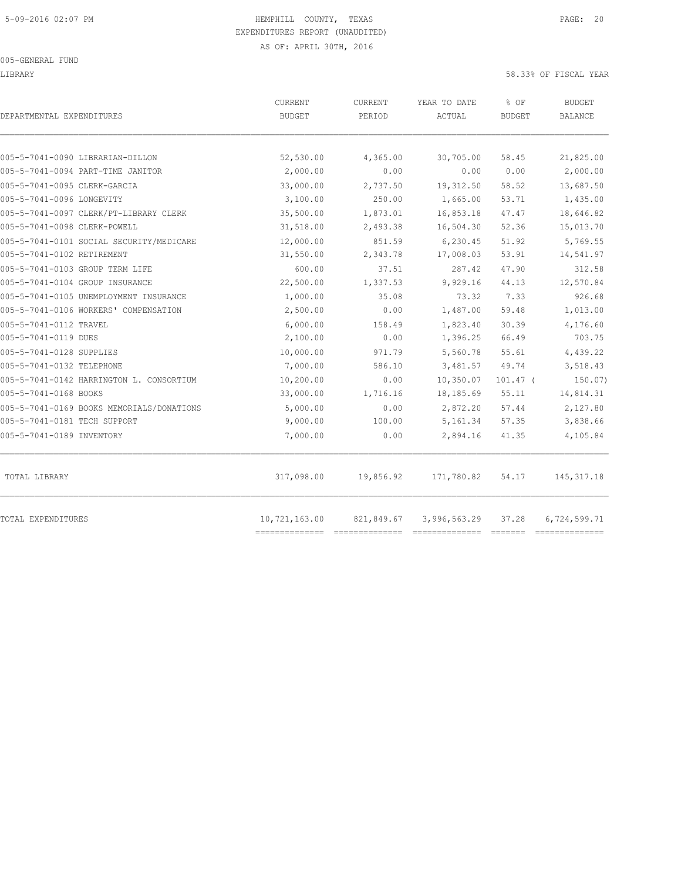5-09-2016 02:07 PM HEMPHILL COUNTY, TEXAS

EXPENDITURES REPORT (UNAUDITED)

AS OF: APRIL 30TH, 2016

005-GENERAL FUND

LIBRARY 58.33% OF FISCAL YEAR

| DEPARTMENTAL EXPENDITURES | CURRENT BUDGET | CURRENT PERIOD | YEAR TO DATE ACTUAL | % OF BUDGET | BUDGET BALANCE |
|---|---|---|---|---|---|
| 005-5-7041-0090 LIBRARIAN-DILLON | 52,530.00 | 4,365.00 | 30,705.00 | 58.45 | 21,825.00 |
| 005-5-7041-0094 PART-TIME JANITOR | 2,000.00 | 0.00 | 0.00 | 0.00 | 2,000.00 |
| 005-5-7041-0095 CLERK-GARCIA | 33,000.00 | 2,737.50 | 19,312.50 | 58.52 | 13,687.50 |
| 005-5-7041-0096 LONGEVITY | 3,100.00 | 250.00 | 1,665.00 | 53.71 | 1,435.00 |
| 005-5-7041-0097 CLERK/PT-LIBRARY CLERK | 35,500.00 | 1,873.01 | 16,853.18 | 47.47 | 18,646.82 |
| 005-5-7041-0098 CLERK-POWELL | 31,518.00 | 2,493.38 | 16,504.30 | 52.36 | 15,013.70 |
| 005-5-7041-0101 SOCIAL SECURITY/MEDICARE | 12,000.00 | 851.59 | 6,230.45 | 51.92 | 5,769.55 |
| 005-5-7041-0102 RETIREMENT | 31,550.00 | 2,343.78 | 17,008.03 | 53.91 | 14,541.97 |
| 005-5-7041-0103 GROUP TERM LIFE | 600.00 | 37.51 | 287.42 | 47.90 | 312.58 |
| 005-5-7041-0104 GROUP INSURANCE | 22,500.00 | 1,337.53 | 9,929.16 | 44.13 | 12,570.84 |
| 005-5-7041-0105 UNEMPLOYMENT INSURANCE | 1,000.00 | 35.08 | 73.32 | 7.33 | 926.68 |
| 005-5-7041-0106 WORKERS' COMPENSATION | 2,500.00 | 0.00 | 1,487.00 | 59.48 | 1,013.00 |
| 005-5-7041-0112 TRAVEL | 6,000.00 | 158.49 | 1,823.40 | 30.39 | 4,176.60 |
| 005-5-7041-0119 DUES | 2,100.00 | 0.00 | 1,396.25 | 66.49 | 703.75 |
| 005-5-7041-0128 SUPPLIES | 10,000.00 | 971.79 | 5,560.78 | 55.61 | 4,439.22 |
| 005-5-7041-0132 TELEPHONE | 7,000.00 | 586.10 | 3,481.57 | 49.74 | 3,518.43 |
| 005-5-7041-0142 HARRINGTON L. CONSORTIUM | 10,200.00 | 0.00 | 10,350.07 | 101.47 ( | 150.07) |
| 005-5-7041-0168 BOOKS | 33,000.00 | 1,716.16 | 18,185.69 | 55.11 | 14,814.31 |
| 005-5-7041-0169 BOOKS MEMORIALS/DONATIONS | 5,000.00 | 0.00 | 2,872.20 | 57.44 | 2,127.80 |
| 005-5-7041-0181 TECH SUPPORT | 9,000.00 | 100.00 | 5,161.34 | 57.35 | 3,838.66 |
| 005-5-7041-0189 INVENTORY | 7,000.00 | 0.00 | 2,894.16 | 41.35 | 4,105.84 |
| TOTAL LIBRARY | 317,098.00 | 19,856.92 | 171,780.82 | 54.17 | 145,317.18 |
| TOTAL EXPENDITURES | 10,721,163.00 | 821,849.67 | 3,996,563.29 | 37.28 | 6,724,599.71 |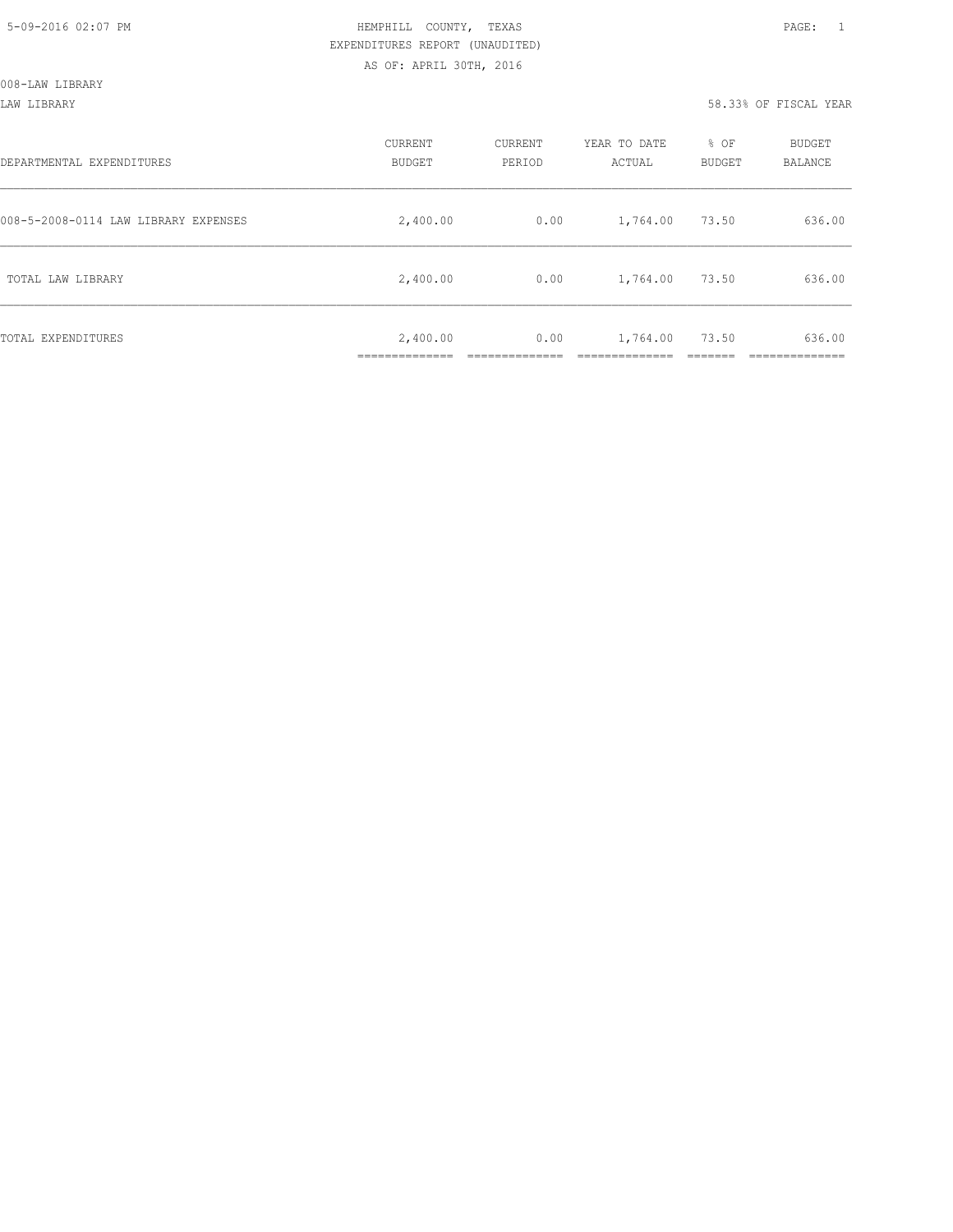5-09-2016 02:07 PM HEMPHILL COUNTY, TEXAS PAGE: 1

EXPENDITURES REPORT (UNAUDITED)

AS OF: APRIL 30TH, 2016

008-LAW LIBRARY

LAW LIBRARY 58.33% OF FISCAL YEAR

| DEPARTMENTAL EXPENDITURES | CURRENT BUDGET | CURRENT PERIOD | YEAR TO DATE ACTUAL | % OF BUDGET | BUDGET BALANCE |
|---|---|---|---|---|---|
| 008-5-2008-0114 LAW LIBRARY EXPENSES | 2,400.00 | 0.00 | 1,764.00 | 73.50 | 636.00 |
| TOTAL LAW LIBRARY | 2,400.00 | 0.00 | 1,764.00 | 73.50 | 636.00 |
| TOTAL EXPENDITURES | 2,400.00 | 0.00 | 1,764.00 | 73.50 | 636.00 |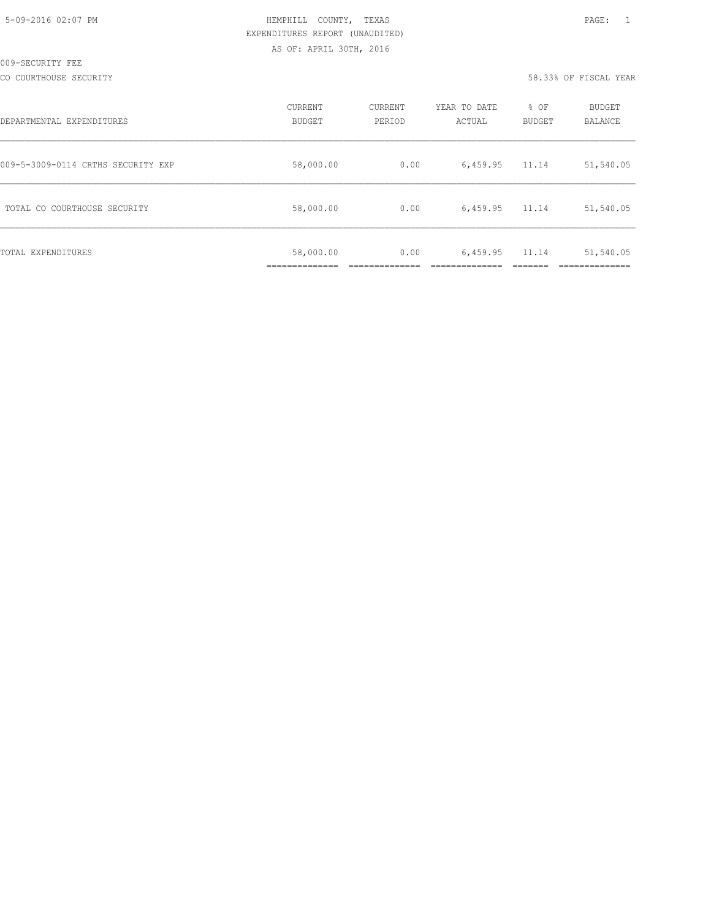5-09-2016 02:07 PM

HEMPHILL COUNTY, TEXAS
EXPENDITURES REPORT (UNAUDITED)
AS OF: APRIL 30TH, 2016

009-SECURITY FEE

CO COURTHOUSE SECURITY

58.33% OF FISCAL YEAR

| DEPARTMENTAL EXPENDITURES | CURRENT BUDGET | CURRENT PERIOD | YEAR TO DATE ACTUAL | % OF BUDGET | BUDGET BALANCE |
|---|---|---|---|---|---|
| 009-5-3009-0114 CRTHS SECURITY EXP | 58,000.00 | 0.00 | 6,459.95 | 11.14 | 51,540.05 |
| TOTAL CO COURTHOUSE SECURITY | 58,000.00 | 0.00 | 6,459.95 | 11.14 | 51,540.05 |
| TOTAL EXPENDITURES | 58,000.00 | 0.00 | 6,459.95 | 11.14 | 51,540.05 |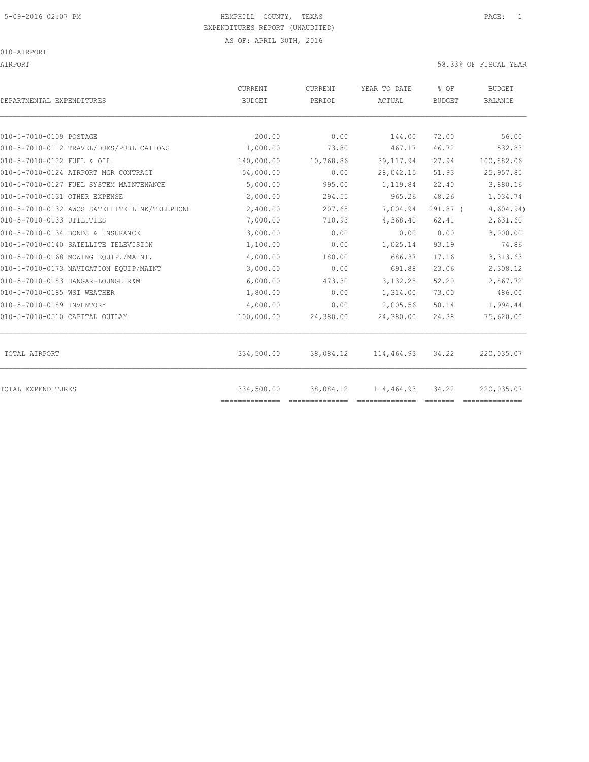HEMPHILL COUNTY, TEXAS
EXPENDITURES REPORT (UNAUDITED)
AS OF: APRIL 30TH, 2016

010-AIRPORT

AIRPORT 58.33% OF FISCAL YEAR

| DEPARTMENTAL EXPENDITURES | CURRENT BUDGET | CURRENT PERIOD | YEAR TO DATE ACTUAL | % OF BUDGET | BUDGET BALANCE |
|---|---|---|---|---|---|
| 010-5-7010-0109 POSTAGE | 200.00 | 0.00 | 144.00 | 72.00 | 56.00 |
| 010-5-7010-0112 TRAVEL/DUES/PUBLICATIONS | 1,000.00 | 73.80 | 467.17 | 46.72 | 532.83 |
| 010-5-7010-0122 FUEL & OIL | 140,000.00 | 10,768.86 | 39,117.94 | 27.94 | 100,882.06 |
| 010-5-7010-0124 AIRPORT MGR CONTRACT | 54,000.00 | 0.00 | 28,042.15 | 51.93 | 25,957.85 |
| 010-5-7010-0127 FUEL SYSTEM MAINTENANCE | 5,000.00 | 995.00 | 1,119.84 | 22.40 | 3,880.16 |
| 010-5-7010-0131 OTHER EXPENSE | 2,000.00 | 294.55 | 965.26 | 48.26 | 1,034.74 |
| 010-5-7010-0132 AWOS SATELLITE LINK/TELEPHONE | 2,400.00 | 207.68 | 7,004.94 | 291.87 | ( 4,604.94) |
| 010-5-7010-0133 UTILITIES | 7,000.00 | 710.93 | 4,368.40 | 62.41 | 2,631.60 |
| 010-5-7010-0134 BONDS & INSURANCE | 3,000.00 | 0.00 | 0.00 | 0.00 | 3,000.00 |
| 010-5-7010-0140 SATELLITE TELEVISION | 1,100.00 | 0.00 | 1,025.14 | 93.19 | 74.86 |
| 010-5-7010-0168 MOWING EQUIP./MAINT. | 4,000.00 | 180.00 | 686.37 | 17.16 | 3,313.63 |
| 010-5-7010-0173 NAVIGATION EQUIP/MAINT | 3,000.00 | 0.00 | 691.88 | 23.06 | 2,308.12 |
| 010-5-7010-0183 HANGAR-LOUNGE R&M | 6,000.00 | 473.30 | 3,132.28 | 52.20 | 2,867.72 |
| 010-5-7010-0185 WSI WEATHER | 1,800.00 | 0.00 | 1,314.00 | 73.00 | 486.00 |
| 010-5-7010-0189 INVENTORY | 4,000.00 | 0.00 | 2,005.56 | 50.14 | 1,994.44 |
| 010-5-7010-0510 CAPITAL OUTLAY | 100,000.00 | 24,380.00 | 24,380.00 | 24.38 | 75,620.00 |
| TOTAL AIRPORT | 334,500.00 | 38,084.12 | 114,464.93 | 34.22 | 220,035.07 |
| TOTAL EXPENDITURES | 334,500.00 | 38,084.12 | 114,464.93 | 34.22 | 220,035.07 |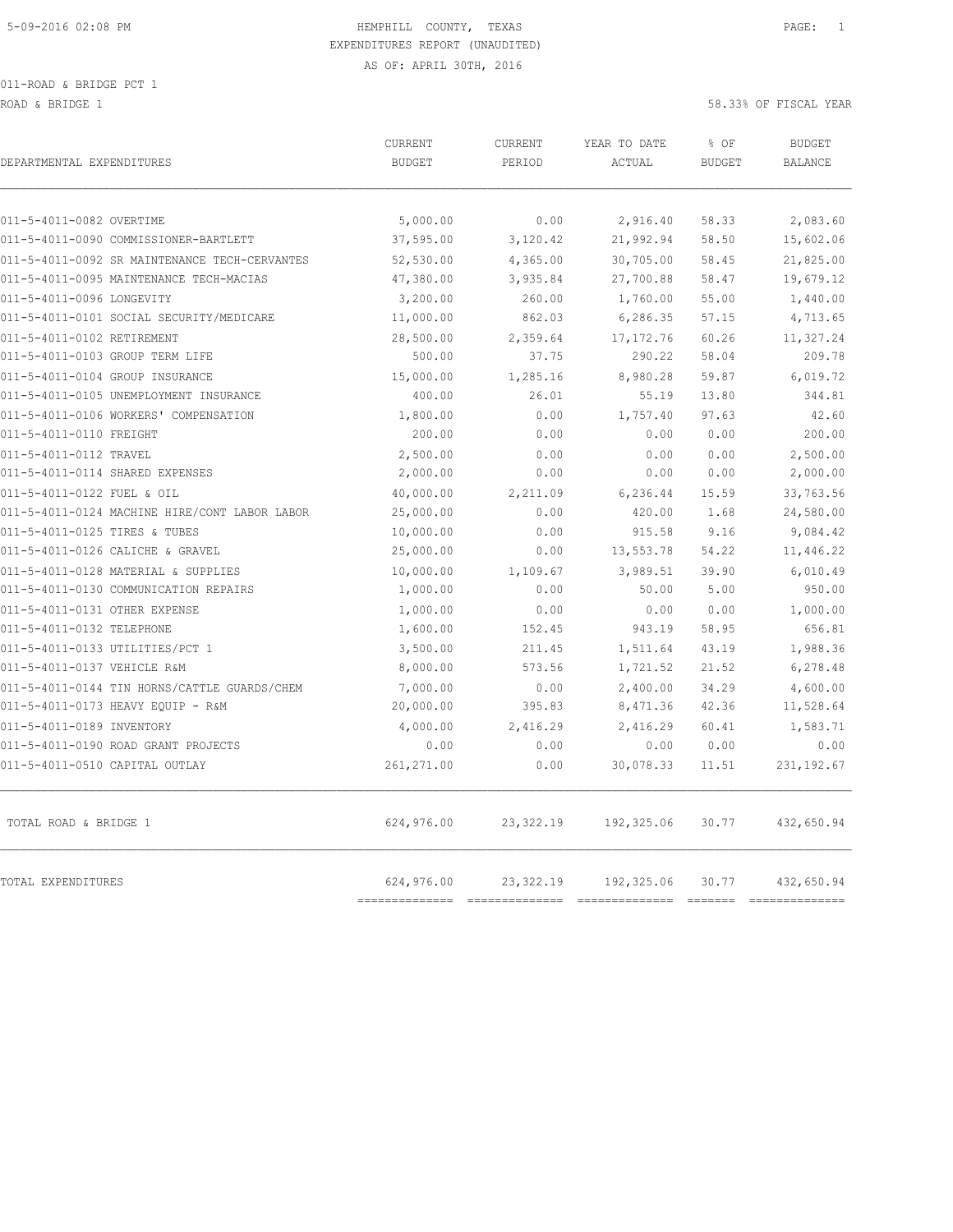HEMPHILL COUNTY, TEXAS
EXPENDITURES REPORT (UNAUDITED)
AS OF: APRIL 30TH, 2016

011-ROAD & BRIDGE PCT 1
ROAD & BRIDGE 1

58.33% OF FISCAL YEAR

| DEPARTMENTAL EXPENDITURES | CURRENT BUDGET | CURRENT PERIOD | YEAR TO DATE ACTUAL | % OF BUDGET | BUDGET BALANCE |
|---|---|---|---|---|---|
| 011-5-4011-0082 OVERTIME | 5,000.00 | 0.00 | 2,916.40 | 58.33 | 2,083.60 |
| 011-5-4011-0090 COMMISSIONER-BARTLETT | 37,595.00 | 3,120.42 | 21,992.94 | 58.50 | 15,602.06 |
| 011-5-4011-0092 SR MAINTENANCE TECH-CERVANTES | 52,530.00 | 4,365.00 | 30,705.00 | 58.45 | 21,825.00 |
| 011-5-4011-0095 MAINTENANCE TECH-MACIAS | 47,380.00 | 3,935.84 | 27,700.88 | 58.47 | 19,679.12 |
| 011-5-4011-0096 LONGEVITY | 3,200.00 | 260.00 | 1,760.00 | 55.00 | 1,440.00 |
| 011-5-4011-0101 SOCIAL SECURITY/MEDICARE | 11,000.00 | 862.03 | 6,286.35 | 57.15 | 4,713.65 |
| 011-5-4011-0102 RETIREMENT | 28,500.00 | 2,359.64 | 17,172.76 | 60.26 | 11,327.24 |
| 011-5-4011-0103 GROUP TERM LIFE | 500.00 | 37.75 | 290.22 | 58.04 | 209.78 |
| 011-5-4011-0104 GROUP INSURANCE | 15,000.00 | 1,285.16 | 8,980.28 | 59.87 | 6,019.72 |
| 011-5-4011-0105 UNEMPLOYMENT INSURANCE | 400.00 | 26.01 | 55.19 | 13.80 | 344.81 |
| 011-5-4011-0106 WORKERS' COMPENSATION | 1,800.00 | 0.00 | 1,757.40 | 97.63 | 42.60 |
| 011-5-4011-0110 FREIGHT | 200.00 | 0.00 | 0.00 | 0.00 | 200.00 |
| 011-5-4011-0112 TRAVEL | 2,500.00 | 0.00 | 0.00 | 0.00 | 2,500.00 |
| 011-5-4011-0114 SHARED EXPENSES | 2,000.00 | 0.00 | 0.00 | 0.00 | 2,000.00 |
| 011-5-4011-0122 FUEL & OIL | 40,000.00 | 2,211.09 | 6,236.44 | 15.59 | 33,763.56 |
| 011-5-4011-0124 MACHINE HIRE/CONT LABOR LABOR | 25,000.00 | 0.00 | 420.00 | 1.68 | 24,580.00 |
| 011-5-4011-0125 TIRES & TUBES | 10,000.00 | 0.00 | 915.58 | 9.16 | 9,084.42 |
| 011-5-4011-0126 CALICHE & GRAVEL | 25,000.00 | 0.00 | 13,553.78 | 54.22 | 11,446.22 |
| 011-5-4011-0128 MATERIAL & SUPPLIES | 10,000.00 | 1,109.67 | 3,989.51 | 39.90 | 6,010.49 |
| 011-5-4011-0130 COMMUNICATION REPAIRS | 1,000.00 | 0.00 | 50.00 | 5.00 | 950.00 |
| 011-5-4011-0131 OTHER EXPENSE | 1,000.00 | 0.00 | 0.00 | 0.00 | 1,000.00 |
| 011-5-4011-0132 TELEPHONE | 1,600.00 | 152.45 | 943.19 | 58.95 | 656.81 |
| 011-5-4011-0133 UTILITIES/PCT 1 | 3,500.00 | 211.45 | 1,511.64 | 43.19 | 1,988.36 |
| 011-5-4011-0137 VEHICLE R&M | 8,000.00 | 573.56 | 1,721.52 | 21.52 | 6,278.48 |
| 011-5-4011-0144 TIN HORNS/CATTLE GUARDS/CHEM | 7,000.00 | 0.00 | 2,400.00 | 34.29 | 4,600.00 |
| 011-5-4011-0173 HEAVY EQUIP - R&M | 20,000.00 | 395.83 | 8,471.36 | 42.36 | 11,528.64 |
| 011-5-4011-0189 INVENTORY | 4,000.00 | 2,416.29 | 2,416.29 | 60.41 | 1,583.71 |
| 011-5-4011-0190 ROAD GRANT PROJECTS | 0.00 | 0.00 | 0.00 | 0.00 | 0.00 |
| 011-5-4011-0510 CAPITAL OUTLAY | 261,271.00 | 0.00 | 30,078.33 | 11.51 | 231,192.67 |
| TOTAL ROAD & BRIDGE 1 | 624,976.00 | 23,322.19 | 192,325.06 | 30.77 | 432,650.94 |
| TOTAL EXPENDITURES | 624,976.00 | 23,322.19 | 192,325.06 | 30.77 | 432,650.94 |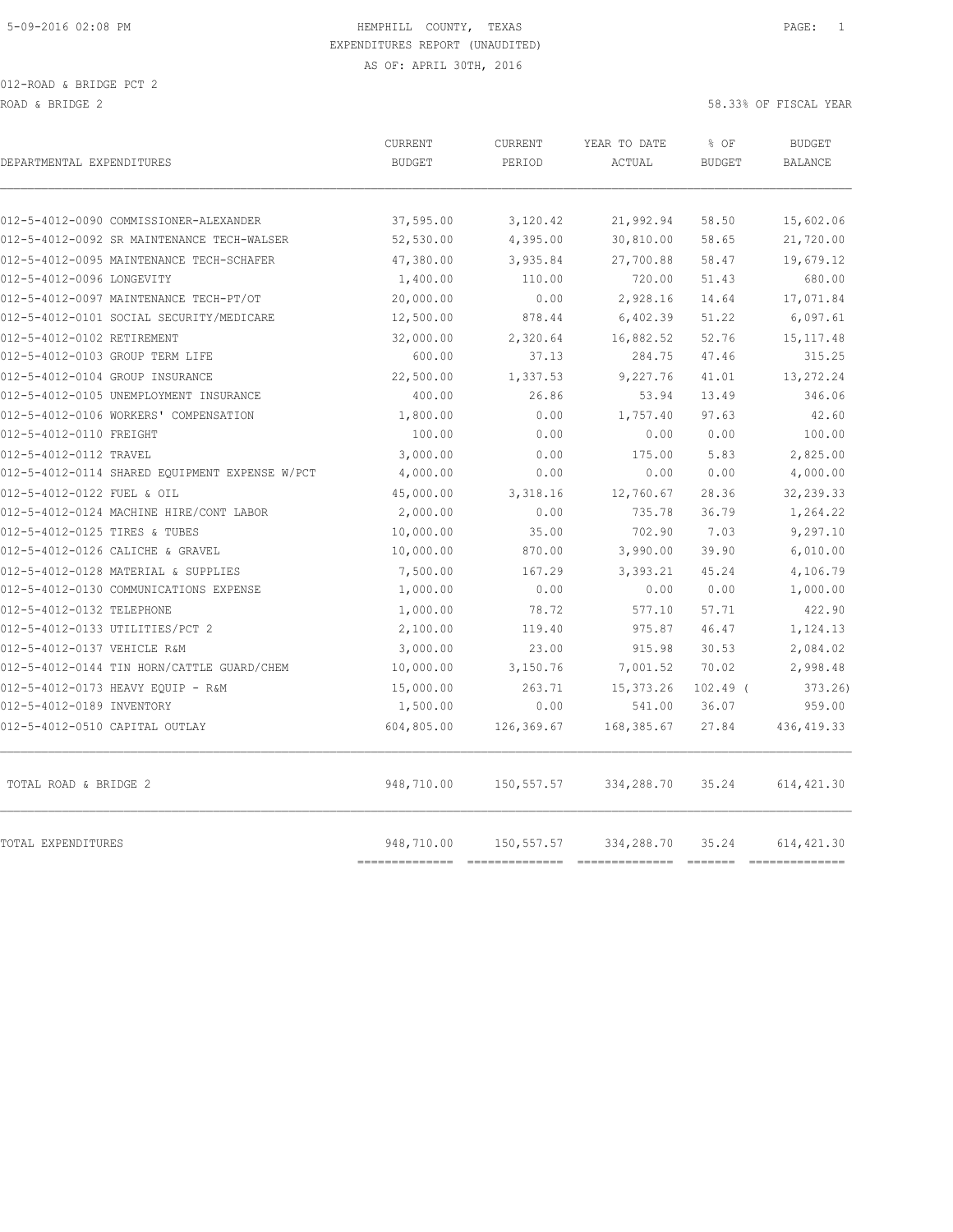5-09-2016 02:08 PM HEMPHILL COUNTY, TEXAS PAGE: 1

EXPENDITURES REPORT (UNAUDITED)

AS OF: APRIL 30TH, 2016

012-ROAD & BRIDGE PCT 2

ROAD & BRIDGE 2 58.33% OF FISCAL YEAR

| DEPARTMENTAL EXPENDITURES | CURRENT BUDGET | CURRENT PERIOD | YEAR TO DATE ACTUAL | % OF BUDGET | BUDGET BALANCE |
|---|---|---|---|---|---|
| 012-5-4012-0090 COMMISSIONER-ALEXANDER | 37,595.00 | 3,120.42 | 21,992.94 | 58.50 | 15,602.06 |
| 012-5-4012-0092 SR MAINTENANCE TECH-WALSER | 52,530.00 | 4,395.00 | 30,810.00 | 58.65 | 21,720.00 |
| 012-5-4012-0095 MAINTENANCE TECH-SCHAFER | 47,380.00 | 3,935.84 | 27,700.88 | 58.47 | 19,679.12 |
| 012-5-4012-0096 LONGEVITY | 1,400.00 | 110.00 | 720.00 | 51.43 | 680.00 |
| 012-5-4012-0097 MAINTENANCE TECH-PT/OT | 20,000.00 | 0.00 | 2,928.16 | 14.64 | 17,071.84 |
| 012-5-4012-0101 SOCIAL SECURITY/MEDICARE | 12,500.00 | 878.44 | 6,402.39 | 51.22 | 6,097.61 |
| 012-5-4012-0102 RETIREMENT | 32,000.00 | 2,320.64 | 16,882.52 | 52.76 | 15,117.48 |
| 012-5-4012-0103 GROUP TERM LIFE | 600.00 | 37.13 | 284.75 | 47.46 | 315.25 |
| 012-5-4012-0104 GROUP INSURANCE | 22,500.00 | 1,337.53 | 9,227.76 | 41.01 | 13,272.24 |
| 012-5-4012-0105 UNEMPLOYMENT INSURANCE | 400.00 | 26.86 | 53.94 | 13.49 | 346.06 |
| 012-5-4012-0106 WORKERS' COMPENSATION | 1,800.00 | 0.00 | 1,757.40 | 97.63 | 42.60 |
| 012-5-4012-0110 FREIGHT | 100.00 | 0.00 | 0.00 | 0.00 | 100.00 |
| 012-5-4012-0112 TRAVEL | 3,000.00 | 0.00 | 175.00 | 5.83 | 2,825.00 |
| 012-5-4012-0114 SHARED EQUIPMENT EXPENSE W/PCT | 4,000.00 | 0.00 | 0.00 | 0.00 | 4,000.00 |
| 012-5-4012-0122 FUEL & OIL | 45,000.00 | 3,318.16 | 12,760.67 | 28.36 | 32,239.33 |
| 012-5-4012-0124 MACHINE HIRE/CONT LABOR | 2,000.00 | 0.00 | 735.78 | 36.79 | 1,264.22 |
| 012-5-4012-0125 TIRES & TUBES | 10,000.00 | 35.00 | 702.90 | 7.03 | 9,297.10 |
| 012-5-4012-0126 CALICHE & GRAVEL | 10,000.00 | 870.00 | 3,990.00 | 39.90 | 6,010.00 |
| 012-5-4012-0128 MATERIAL & SUPPLIES | 7,500.00 | 167.29 | 3,393.21 | 45.24 | 4,106.79 |
| 012-5-4012-0130 COMMUNICATIONS EXPENSE | 1,000.00 | 0.00 | 0.00 | 0.00 | 1,000.00 |
| 012-5-4012-0132 TELEPHONE | 1,000.00 | 78.72 | 577.10 | 57.71 | 422.90 |
| 012-5-4012-0133 UTILITIES/PCT 2 | 2,100.00 | 119.40 | 975.87 | 46.47 | 1,124.13 |
| 012-5-4012-0137 VEHICLE R&M | 3,000.00 | 23.00 | 915.98 | 30.53 | 2,084.02 |
| 012-5-4012-0144 TIN HORN/CATTLE GUARD/CHEM | 10,000.00 | 3,150.76 | 7,001.52 | 70.02 | 2,998.48 |
| 012-5-4012-0173 HEAVY EQUIP - R&M | 15,000.00 | 263.71 | 15,373.26 | 102.49 | ( 373.26) |
| 012-5-4012-0189 INVENTORY | 1,500.00 | 0.00 | 541.00 | 36.07 | 959.00 |
| 012-5-4012-0510 CAPITAL OUTLAY | 604,805.00 | 126,369.67 | 168,385.67 | 27.84 | 436,419.33 |
| TOTAL ROAD & BRIDGE 2 | 948,710.00 | 150,557.57 | 334,288.70 | 35.24 | 614,421.30 |
| TOTAL EXPENDITURES | 948,710.00 | 150,557.57 | 334,288.70 | 35.24 | 614,421.30 |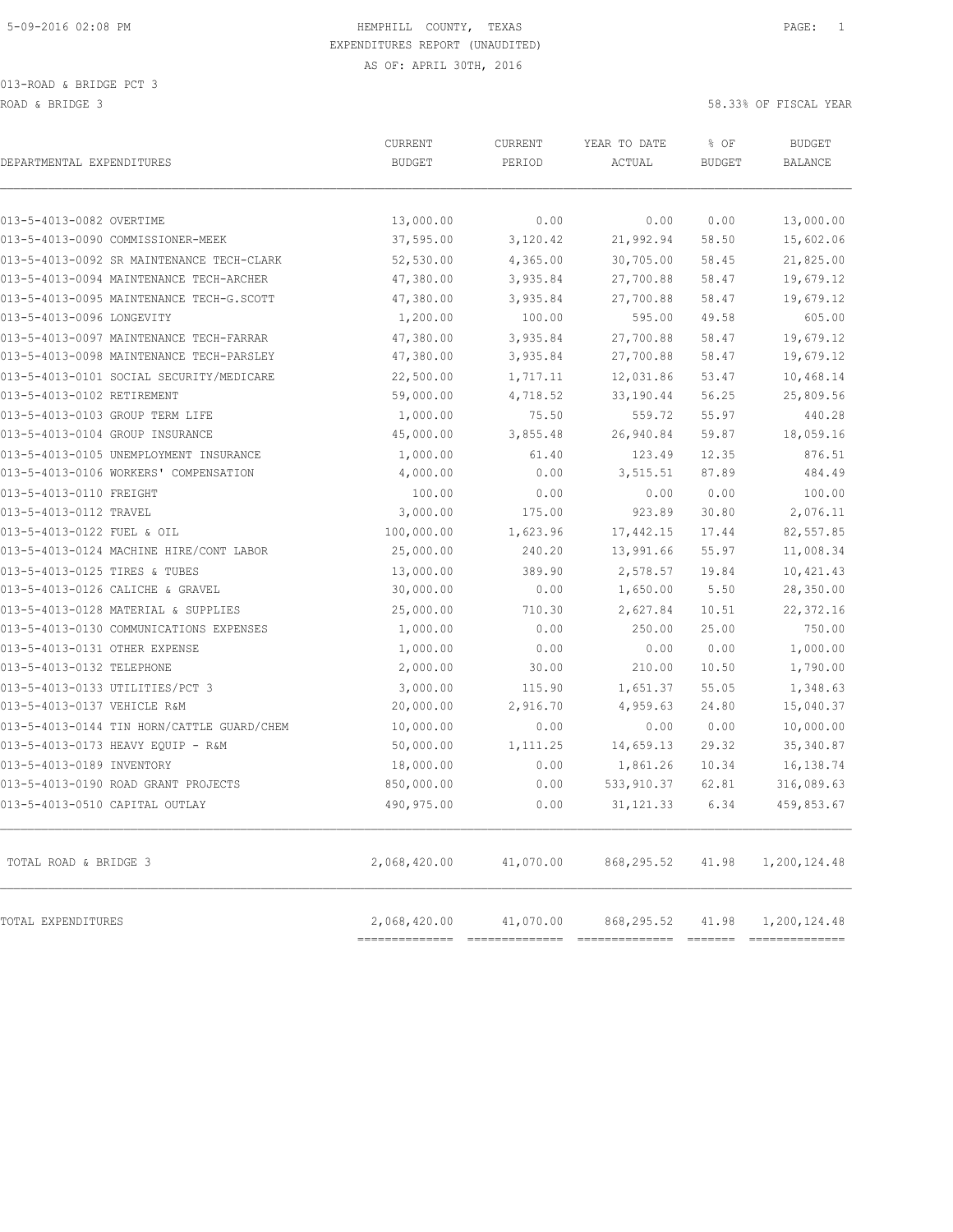5-09-2016 02:08 PM HEMPHILL COUNTY, TEXAS

EXPENDITURES REPORT (UNAUDITED)

AS OF: APRIL 30TH, 2016

013-ROAD & BRIDGE PCT 3

ROAD & BRIDGE 3 58.33% OF FISCAL YEAR

| DEPARTMENTAL EXPENDITURES | CURRENT BUDGET | CURRENT PERIOD | YEAR TO DATE ACTUAL | % OF BUDGET | BUDGET BALANCE |
|---|---|---|---|---|---|
| 013-5-4013-0082 OVERTIME | 13,000.00 | 0.00 | 0.00 | 0.00 | 13,000.00 |
| 013-5-4013-0090 COMMISSIONER-MEEK | 37,595.00 | 3,120.42 | 21,992.94 | 58.50 | 15,602.06 |
| 013-5-4013-0092 SR MAINTENANCE TECH-CLARK | 52,530.00 | 4,365.00 | 30,705.00 | 58.45 | 21,825.00 |
| 013-5-4013-0094 MAINTENANCE TECH-ARCHER | 47,380.00 | 3,935.84 | 27,700.88 | 58.47 | 19,679.12 |
| 013-5-4013-0095 MAINTENANCE TECH-G.SCOTT | 47,380.00 | 3,935.84 | 27,700.88 | 58.47 | 19,679.12 |
| 013-5-4013-0096 LONGEVITY | 1,200.00 | 100.00 | 595.00 | 49.58 | 605.00 |
| 013-5-4013-0097 MAINTENANCE TECH-FARRAR | 47,380.00 | 3,935.84 | 27,700.88 | 58.47 | 19,679.12 |
| 013-5-4013-0098 MAINTENANCE TECH-PARSLEY | 47,380.00 | 3,935.84 | 27,700.88 | 58.47 | 19,679.12 |
| 013-5-4013-0101 SOCIAL SECURITY/MEDICARE | 22,500.00 | 1,717.11 | 12,031.86 | 53.47 | 10,468.14 |
| 013-5-4013-0102 RETIREMENT | 59,000.00 | 4,718.52 | 33,190.44 | 56.25 | 25,809.56 |
| 013-5-4013-0103 GROUP TERM LIFE | 1,000.00 | 75.50 | 559.72 | 55.97 | 440.28 |
| 013-5-4013-0104 GROUP INSURANCE | 45,000.00 | 3,855.48 | 26,940.84 | 59.87 | 18,059.16 |
| 013-5-4013-0105 UNEMPLOYMENT INSURANCE | 1,000.00 | 61.40 | 123.49 | 12.35 | 876.51 |
| 013-5-4013-0106 WORKERS' COMPENSATION | 4,000.00 | 0.00 | 3,515.51 | 87.89 | 484.49 |
| 013-5-4013-0110 FREIGHT | 100.00 | 0.00 | 0.00 | 0.00 | 100.00 |
| 013-5-4013-0112 TRAVEL | 3,000.00 | 175.00 | 923.89 | 30.80 | 2,076.11 |
| 013-5-4013-0122 FUEL & OIL | 100,000.00 | 1,623.96 | 17,442.15 | 17.44 | 82,557.85 |
| 013-5-4013-0124 MACHINE HIRE/CONT LABOR | 25,000.00 | 240.20 | 13,991.66 | 55.97 | 11,008.34 |
| 013-5-4013-0125 TIRES & TUBES | 13,000.00 | 389.90 | 2,578.57 | 19.84 | 10,421.43 |
| 013-5-4013-0126 CALICHE & GRAVEL | 30,000.00 | 0.00 | 1,650.00 | 5.50 | 28,350.00 |
| 013-5-4013-0128 MATERIAL & SUPPLIES | 25,000.00 | 710.30 | 2,627.84 | 10.51 | 22,372.16 |
| 013-5-4013-0130 COMMUNICATIONS EXPENSES | 1,000.00 | 0.00 | 250.00 | 25.00 | 750.00 |
| 013-5-4013-0131 OTHER EXPENSE | 1,000.00 | 0.00 | 0.00 | 0.00 | 1,000.00 |
| 013-5-4013-0132 TELEPHONE | 2,000.00 | 30.00 | 210.00 | 10.50 | 1,790.00 |
| 013-5-4013-0133 UTILITIES/PCT 3 | 3,000.00 | 115.90 | 1,651.37 | 55.05 | 1,348.63 |
| 013-5-4013-0137 VEHICLE R&M | 20,000.00 | 2,916.70 | 4,959.63 | 24.80 | 15,040.37 |
| 013-5-4013-0144 TIN HORN/CATTLE GUARD/CHEM | 10,000.00 | 0.00 | 0.00 | 0.00 | 10,000.00 |
| 013-5-4013-0173 HEAVY EQUIP - R&M | 50,000.00 | 1,111.25 | 14,659.13 | 29.32 | 35,340.87 |
| 013-5-4013-0189 INVENTORY | 18,000.00 | 0.00 | 1,861.26 | 10.34 | 16,138.74 |
| 013-5-4013-0190 ROAD GRANT PROJECTS | 850,000.00 | 0.00 | 533,910.37 | 62.81 | 316,089.63 |
| 013-5-4013-0510 CAPITAL OUTLAY | 490,975.00 | 0.00 | 31,121.33 | 6.34 | 459,853.67 |
| TOTAL ROAD & BRIDGE 3 | 2,068,420.00 | 41,070.00 | 868,295.52 | 41.98 | 1,200,124.48 |
| TOTAL EXPENDITURES | 2,068,420.00 | 41,070.00 | 868,295.52 | 41.98 | 1,200,124.48 |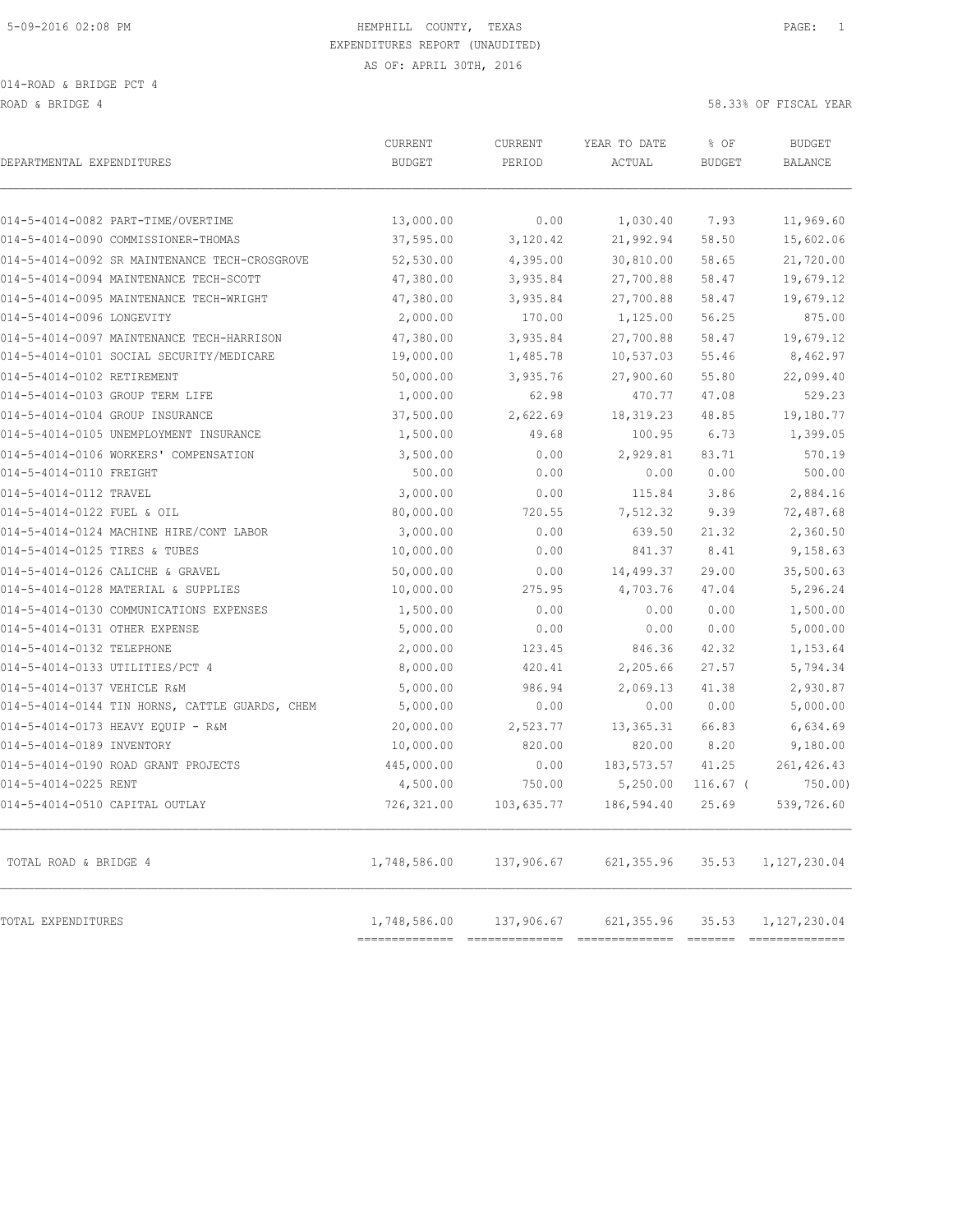HEMPHILL COUNTY, TEXAS

EXPENDITURES REPORT (UNAUDITED)

AS OF: APRIL 30TH, 2016

014-ROAD & BRIDGE PCT 4

ROAD & BRIDGE 4 — 58.33% OF FISCAL YEAR

| DEPARTMENTAL EXPENDITURES | CURRENT BUDGET | CURRENT PERIOD | YEAR TO DATE ACTUAL | % OF BUDGET | BUDGET BALANCE |
|---|---|---|---|---|---|
| 014-5-4014-0082 PART-TIME/OVERTIME | 13,000.00 | 0.00 | 1,030.40 | 7.93 | 11,969.60 |
| 014-5-4014-0090 COMMISSIONER-THOMAS | 37,595.00 | 3,120.42 | 21,992.94 | 58.50 | 15,602.06 |
| 014-5-4014-0092 SR MAINTENANCE TECH-CROSGROVE | 52,530.00 | 4,395.00 | 30,810.00 | 58.65 | 21,720.00 |
| 014-5-4014-0094 MAINTENANCE TECH-SCOTT | 47,380.00 | 3,935.84 | 27,700.88 | 58.47 | 19,679.12 |
| 014-5-4014-0095 MAINTENANCE TECH-WRIGHT | 47,380.00 | 3,935.84 | 27,700.88 | 58.47 | 19,679.12 |
| 014-5-4014-0096 LONGEVITY | 2,000.00 | 170.00 | 1,125.00 | 56.25 | 875.00 |
| 014-5-4014-0097 MAINTENANCE TECH-HARRISON | 47,380.00 | 3,935.84 | 27,700.88 | 58.47 | 19,679.12 |
| 014-5-4014-0101 SOCIAL SECURITY/MEDICARE | 19,000.00 | 1,485.78 | 10,537.03 | 55.46 | 8,462.97 |
| 014-5-4014-0102 RETIREMENT | 50,000.00 | 3,935.76 | 27,900.60 | 55.80 | 22,099.40 |
| 014-5-4014-0103 GROUP TERM LIFE | 1,000.00 | 62.98 | 470.77 | 47.08 | 529.23 |
| 014-5-4014-0104 GROUP INSURANCE | 37,500.00 | 2,622.69 | 18,319.23 | 48.85 | 19,180.77 |
| 014-5-4014-0105 UNEMPLOYMENT INSURANCE | 1,500.00 | 49.68 | 100.95 | 6.73 | 1,399.05 |
| 014-5-4014-0106 WORKERS' COMPENSATION | 3,500.00 | 0.00 | 2,929.81 | 83.71 | 570.19 |
| 014-5-4014-0110 FREIGHT | 500.00 | 0.00 | 0.00 | 0.00 | 500.00 |
| 014-5-4014-0112 TRAVEL | 3,000.00 | 0.00 | 115.84 | 3.86 | 2,884.16 |
| 014-5-4014-0122 FUEL & OIL | 80,000.00 | 720.55 | 7,512.32 | 9.39 | 72,487.68 |
| 014-5-4014-0124 MACHINE HIRE/CONT LABOR | 3,000.00 | 0.00 | 639.50 | 21.32 | 2,360.50 |
| 014-5-4014-0125 TIRES & TUBES | 10,000.00 | 0.00 | 841.37 | 8.41 | 9,158.63 |
| 014-5-4014-0126 CALICHE & GRAVEL | 50,000.00 | 0.00 | 14,499.37 | 29.00 | 35,500.63 |
| 014-5-4014-0128 MATERIAL & SUPPLIES | 10,000.00 | 275.95 | 4,703.76 | 47.04 | 5,296.24 |
| 014-5-4014-0130 COMMUNICATIONS EXPENSES | 1,500.00 | 0.00 | 0.00 | 0.00 | 1,500.00 |
| 014-5-4014-0131 OTHER EXPENSE | 5,000.00 | 0.00 | 0.00 | 0.00 | 5,000.00 |
| 014-5-4014-0132 TELEPHONE | 2,000.00 | 123.45 | 846.36 | 42.32 | 1,153.64 |
| 014-5-4014-0133 UTILITIES/PCT 4 | 8,000.00 | 420.41 | 2,205.66 | 27.57 | 5,794.34 |
| 014-5-4014-0137 VEHICLE R&M | 5,000.00 | 986.94 | 2,069.13 | 41.38 | 2,930.87 |
| 014-5-4014-0144 TIN HORNS, CATTLE GUARDS, CHEM | 5,000.00 | 0.00 | 0.00 | 0.00 | 5,000.00 |
| 014-5-4014-0173 HEAVY EQUIP - R&M | 20,000.00 | 2,523.77 | 13,365.31 | 66.83 | 6,634.69 |
| 014-5-4014-0189 INVENTORY | 10,000.00 | 820.00 | 820.00 | 8.20 | 9,180.00 |
| 014-5-4014-0190 ROAD GRANT PROJECTS | 445,000.00 | 0.00 | 183,573.57 | 41.25 | 261,426.43 |
| 014-5-4014-0225 RENT | 4,500.00 | 750.00 | 5,250.00 | 116.67 | ( 750.00) |
| 014-5-4014-0510 CAPITAL OUTLAY | 726,321.00 | 103,635.77 | 186,594.40 | 25.69 | 539,726.60 |
| TOTAL ROAD & BRIDGE 4 | 1,748,586.00 | 137,906.67 | 621,355.96 | 35.53 | 1,127,230.04 |
| TOTAL EXPENDITURES | 1,748,586.00 | 137,906.67 | 621,355.96 | 35.53 | 1,127,230.04 |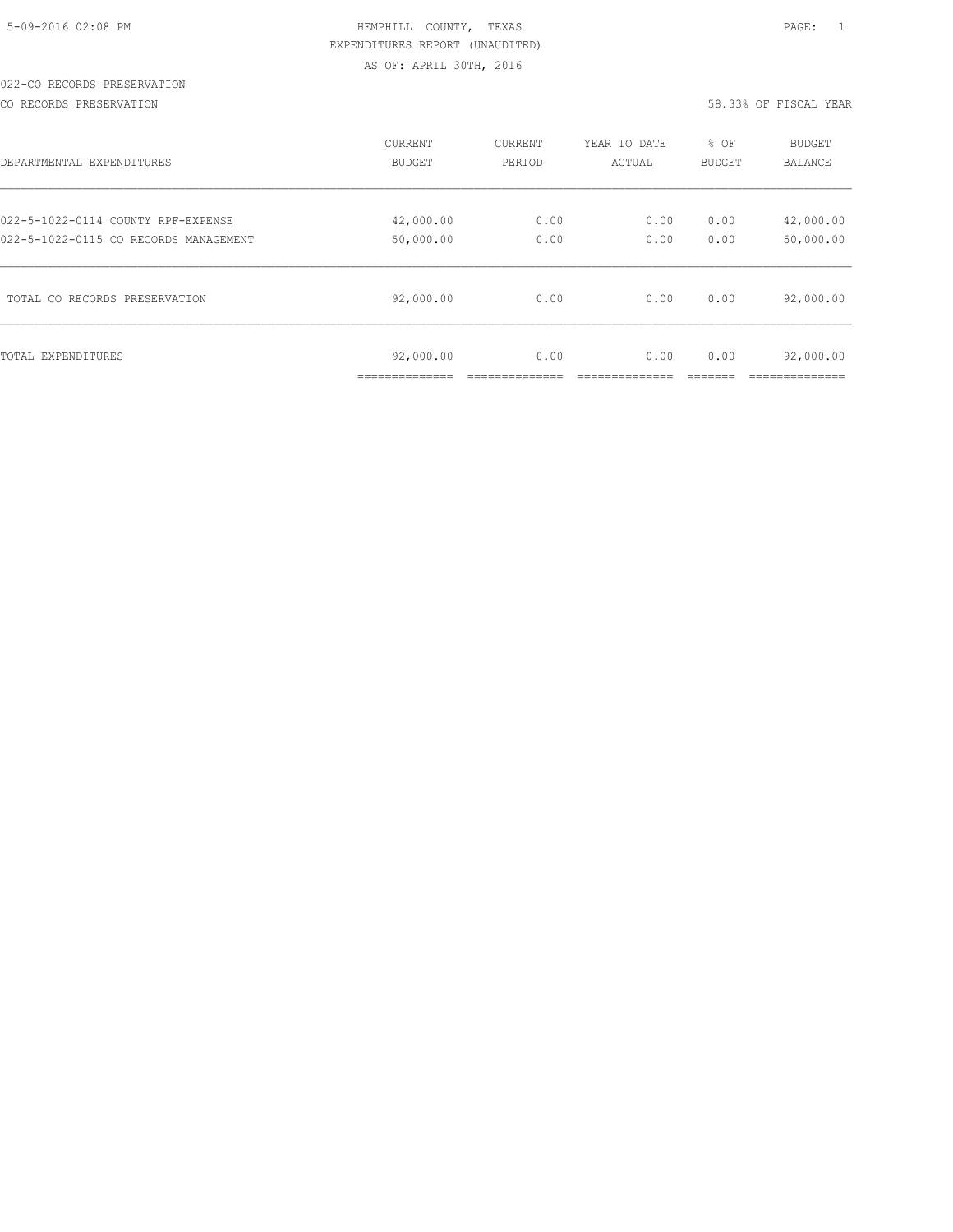HEMPHILL COUNTY, TEXAS
EXPENDITURES REPORT (UNAUDITED)
AS OF: APRIL 30TH, 2016

5-09-2016 02:08 PM

022-CO RECORDS PRESERVATION

CO RECORDS PRESERVATION

58.33% OF FISCAL YEAR

| DEPARTMENTAL EXPENDITURES | CURRENT BUDGET | CURRENT PERIOD | YEAR TO DATE ACTUAL | % OF BUDGET | BUDGET BALANCE |
|---|---|---|---|---|---|
| 022-5-1022-0114 COUNTY RPF-EXPENSE | 42,000.00 | 0.00 | 0.00 | 0.00 | 42,000.00 |
| 022-5-1022-0115 CO RECORDS MANAGEMENT | 50,000.00 | 0.00 | 0.00 | 0.00 | 50,000.00 |
| TOTAL CO RECORDS PRESERVATION | 92,000.00 | 0.00 | 0.00 | 0.00 | 92,000.00 |
| TOTAL EXPENDITURES | 92,000.00 | 0.00 | 0.00 | 0.00 | 92,000.00 |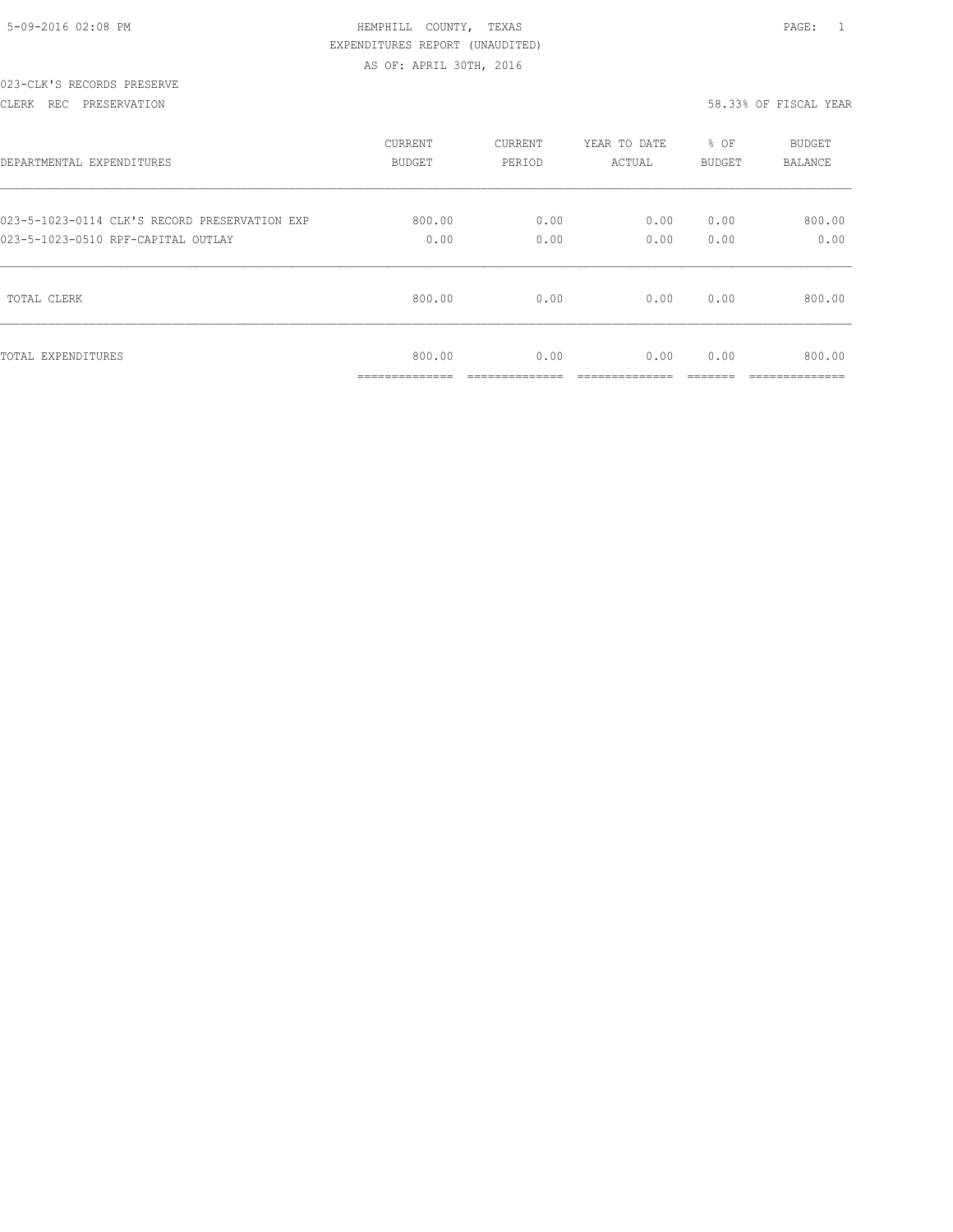5-09-2016 02:08 PM

HEMPHILL COUNTY, TEXAS

EXPENDITURES REPORT (UNAUDITED)

AS OF: APRIL 30TH, 2016

023-CLK'S RECORDS PRESERVE

CLERK REC PRESERVATION

58.33% OF FISCAL YEAR

| DEPARTMENTAL EXPENDITURES | CURRENT BUDGET | CURRENT PERIOD | YEAR TO DATE ACTUAL | % OF BUDGET | BUDGET BALANCE |
|---|---|---|---|---|---|
| 023-5-1023-0114 CLK'S RECORD PRESERVATION EXP | 800.00 | 0.00 | 0.00 | 0.00 | 800.00 |
| 023-5-1023-0510 RPF-CAPITAL OUTLAY | 0.00 | 0.00 | 0.00 | 0.00 | 0.00 |
| TOTAL CLERK | 800.00 | 0.00 | 0.00 | 0.00 | 800.00 |
| TOTAL EXPENDITURES | 800.00 | 0.00 | 0.00 | 0.00 | 800.00 |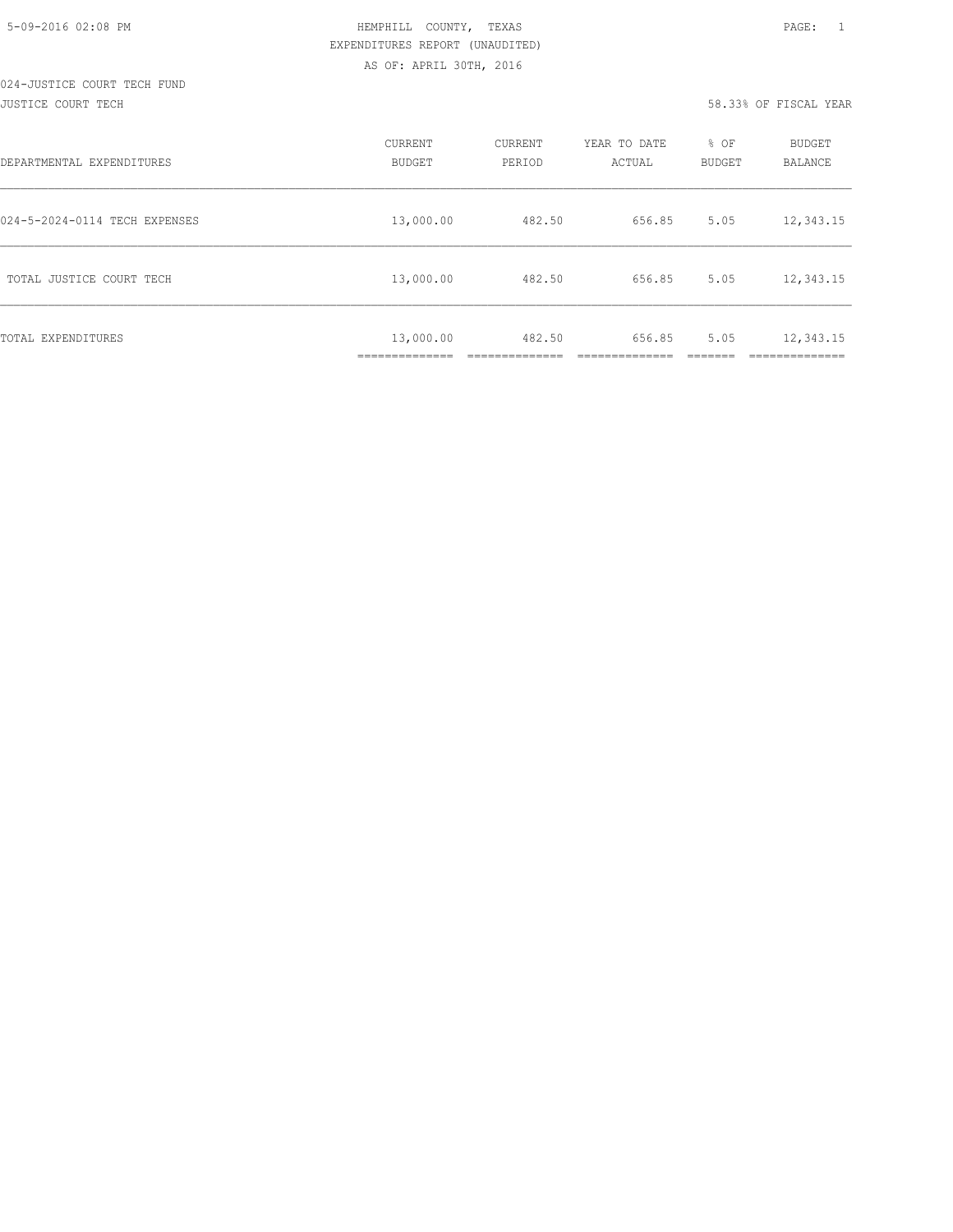HEMPHILL COUNTY, TEXAS

EXPENDITURES REPORT (UNAUDITED)

AS OF: APRIL 30TH, 2016

024-JUSTICE COURT TECH FUND

JUSTICE COURT TECH

58.33% OF FISCAL YEAR

| DEPARTMENTAL EXPENDITURES | CURRENT BUDGET | CURRENT PERIOD | YEAR TO DATE ACTUAL | % OF BUDGET | BUDGET BALANCE |
|---|---|---|---|---|---|
| 024-5-2024-0114 TECH EXPENSES | 13,000.00 | 482.50 | 656.85 | 5.05 | 12,343.15 |
| TOTAL JUSTICE COURT TECH | 13,000.00 | 482.50 | 656.85 | 5.05 | 12,343.15 |
| TOTAL EXPENDITURES | 13,000.00 | 482.50 | 656.85 | 5.05 | 12,343.15 |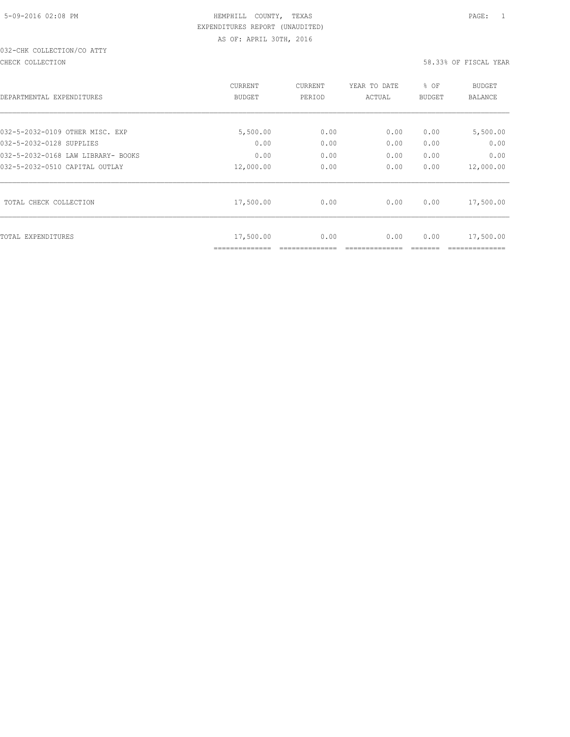5-09-2016 02:08 PM

HEMPHILL COUNTY, TEXAS

EXPENDITURES REPORT (UNAUDITED)

AS OF: APRIL 30TH, 2016

032-CHK COLLECTION/CO ATTY

CHECK COLLECTION

58.33% OF FISCAL YEAR

| DEPARTMENTAL EXPENDITURES | CURRENT BUDGET | CURRENT PERIOD | YEAR TO DATE ACTUAL | % OF BUDGET | BUDGET BALANCE |
|---|---|---|---|---|---|
| 032-5-2032-0109 OTHER MISC. EXP | 5,500.00 | 0.00 | 0.00 | 0.00 | 5,500.00 |
| 032-5-2032-0128 SUPPLIES | 0.00 | 0.00 | 0.00 | 0.00 | 0.00 |
| 032-5-2032-0168 LAW LIBRARY- BOOKS | 0.00 | 0.00 | 0.00 | 0.00 | 0.00 |
| 032-5-2032-0510 CAPITAL OUTLAY | 12,000.00 | 0.00 | 0.00 | 0.00 | 12,000.00 |
| TOTAL CHECK COLLECTION | 17,500.00 | 0.00 | 0.00 | 0.00 | 17,500.00 |
| TOTAL EXPENDITURES | 17,500.00 | 0.00 | 0.00 | 0.00 | 17,500.00 |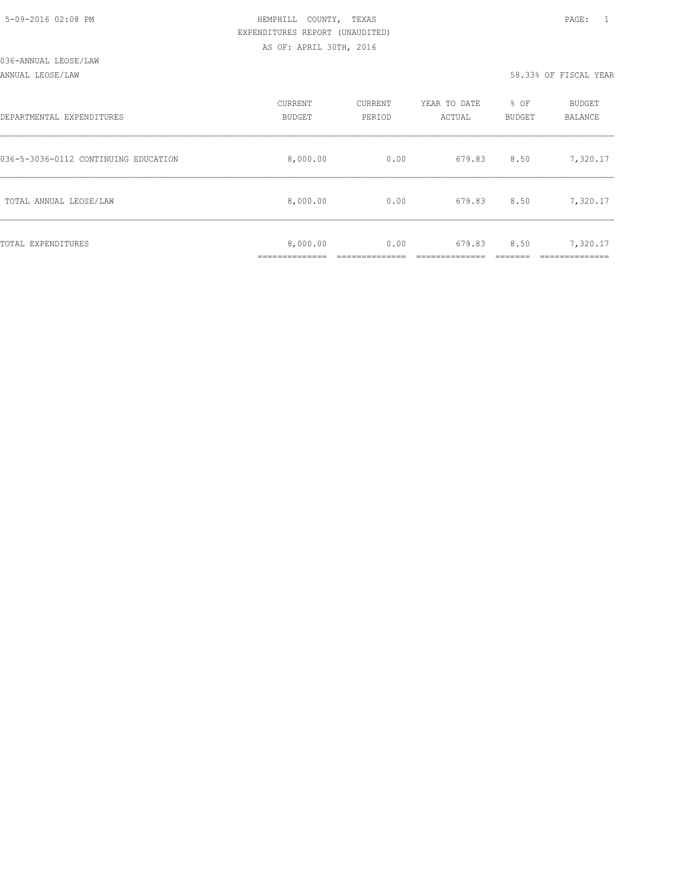5-09-2016 02:08 PM

HEMPHILL COUNTY, TEXAS

EXPENDITURES REPORT (UNAUDITED)

AS OF: APRIL 30TH, 2016

036-ANNUAL LEOSE/LAW

ANNUAL LEOSE/LAW

58.33% OF FISCAL YEAR

| DEPARTMENTAL EXPENDITURES | CURRENT BUDGET | CURRENT PERIOD | YEAR TO DATE ACTUAL | % OF BUDGET | BUDGET BALANCE |
|---|---|---|---|---|---|
| 036-5-3036-0112 CONTINUING EDUCATION | 8,000.00 | 0.00 | 679.83 | 8.50 | 7,320.17 |
| TOTAL ANNUAL LEOSE/LAW | 8,000.00 | 0.00 | 679.83 | 8.50 | 7,320.17 |
| TOTAL EXPENDITURES | 8,000.00 | 0.00 | 679.83 | 8.50 | 7,320.17 |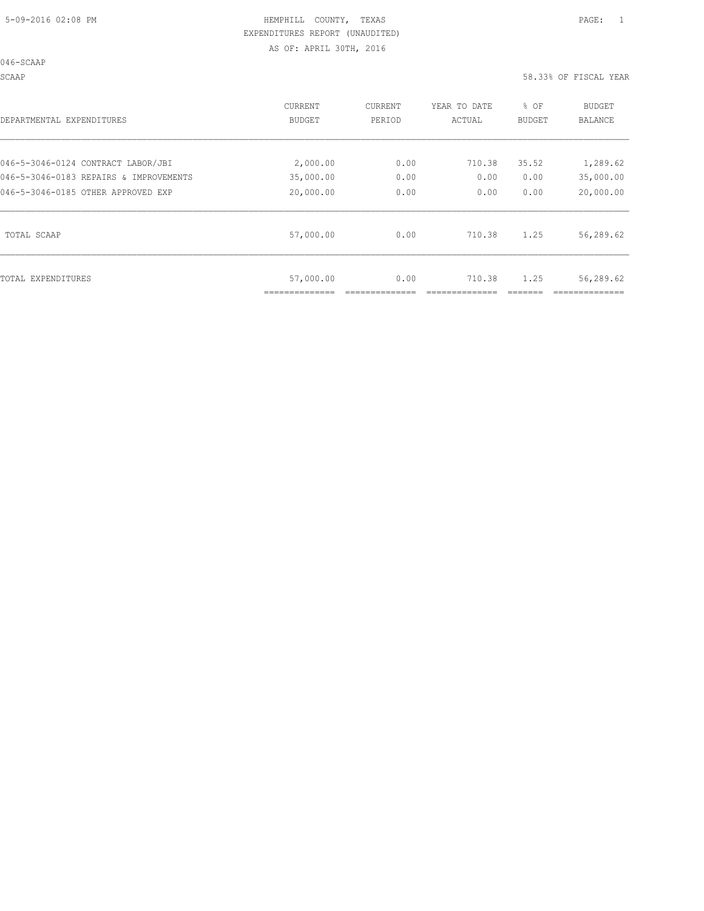5-09-2016 02:08 PM

HEMPHILL COUNTY, TEXAS
EXPENDITURES REPORT (UNAUDITED)
AS OF: APRIL 30TH, 2016

046-SCAAP

SCAAP 58.33% OF FISCAL YEAR

| DEPARTMENTAL EXPENDITURES | CURRENT BUDGET | CURRENT PERIOD | YEAR TO DATE ACTUAL | % OF BUDGET | BUDGET BALANCE |
|---|---|---|---|---|---|
| 046-5-3046-0124 CONTRACT LABOR/JBI | 2,000.00 | 0.00 | 710.38 | 35.52 | 1,289.62 |
| 046-5-3046-0183 REPAIRS & IMPROVEMENTS | 35,000.00 | 0.00 | 0.00 | 0.00 | 35,000.00 |
| 046-5-3046-0185 OTHER APPROVED EXP | 20,000.00 | 0.00 | 0.00 | 0.00 | 20,000.00 |
| TOTAL SCAAP | 57,000.00 | 0.00 | 710.38 | 1.25 | 56,289.62 |
| TOTAL EXPENDITURES | 57,000.00 | 0.00 | 710.38 | 1.25 | 56,289.62 |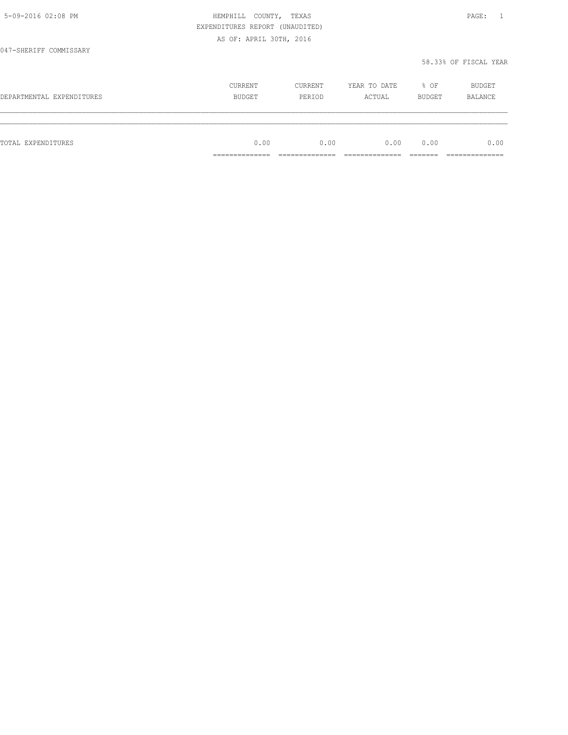5-09-2016 02:08 PM

HEMPHILL COUNTY, TEXAS

EXPENDITURES REPORT (UNAUDITED)

AS OF: APRIL 30TH, 2016

047-SHERIFF COMMISSARY

58.33% OF FISCAL YEAR

| DEPARTMENTAL EXPENDITURES | CURRENT BUDGET | CURRENT PERIOD | YEAR TO DATE ACTUAL | % OF BUDGET | BUDGET BALANCE |
|---|---|---|---|---|---|
| TOTAL EXPENDITURES | 0.00 | 0.00 | 0.00 | 0.00 | 0.00 |